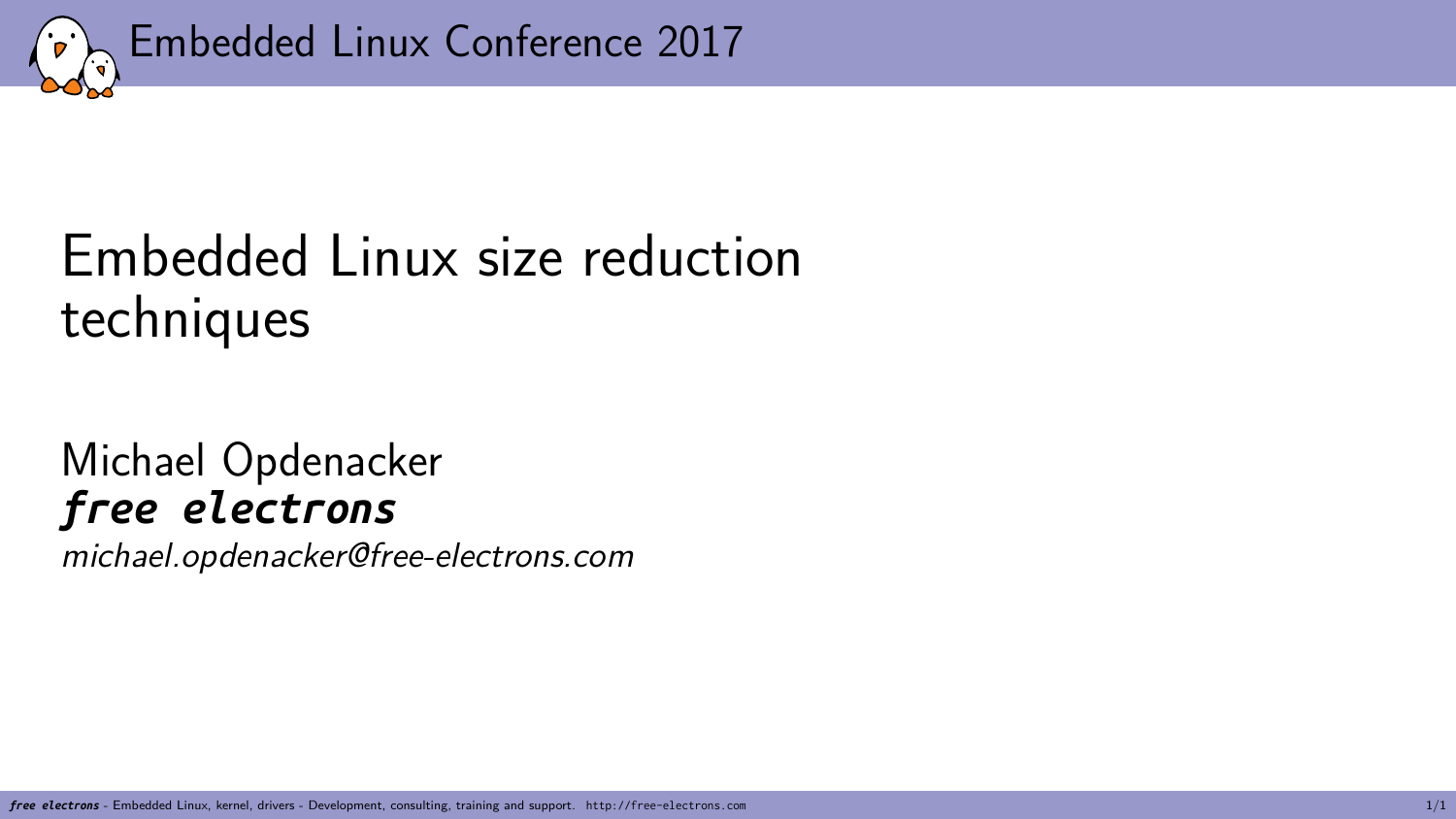Embedded Linux Conference 2017

# Embedded Linux size reduction techniques

Michael Opdenacker

***free electrons***

*michael.opdenacker@free-electrons.com*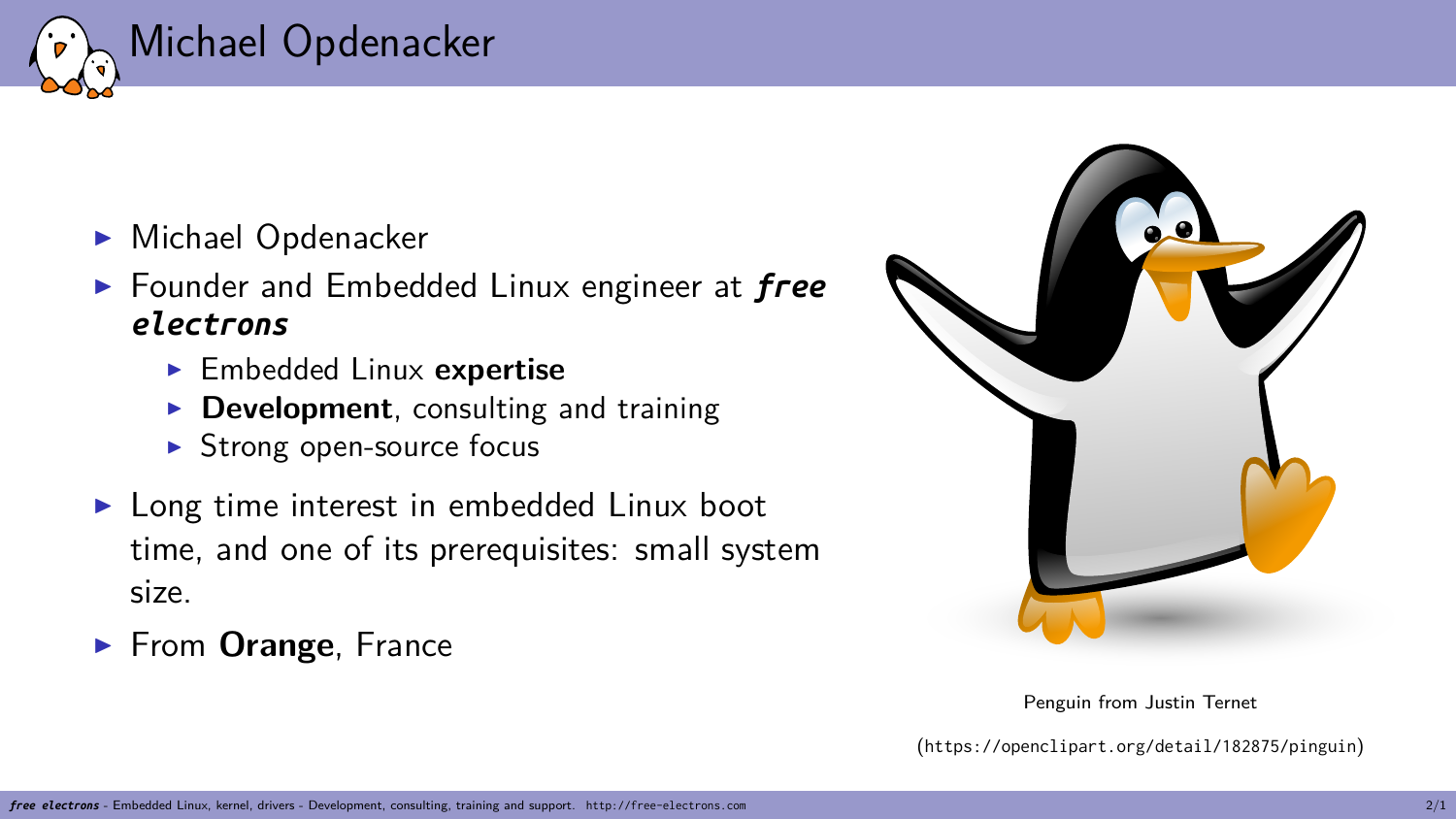# Michael Opdenacker

- Michael Opdenacker
- Founder and Embedded Linux engineer at ***free electrons***
  - Embedded Linux **expertise**
  - **Development**, consulting and training
  - Strong open-source focus
- Long time interest in embedded Linux boot time, and one of its prerequisites: small system size.
- From **Orange**, France

Penguin from Justin Ternet

(https://openclipart.org/detail/182875/pinguin)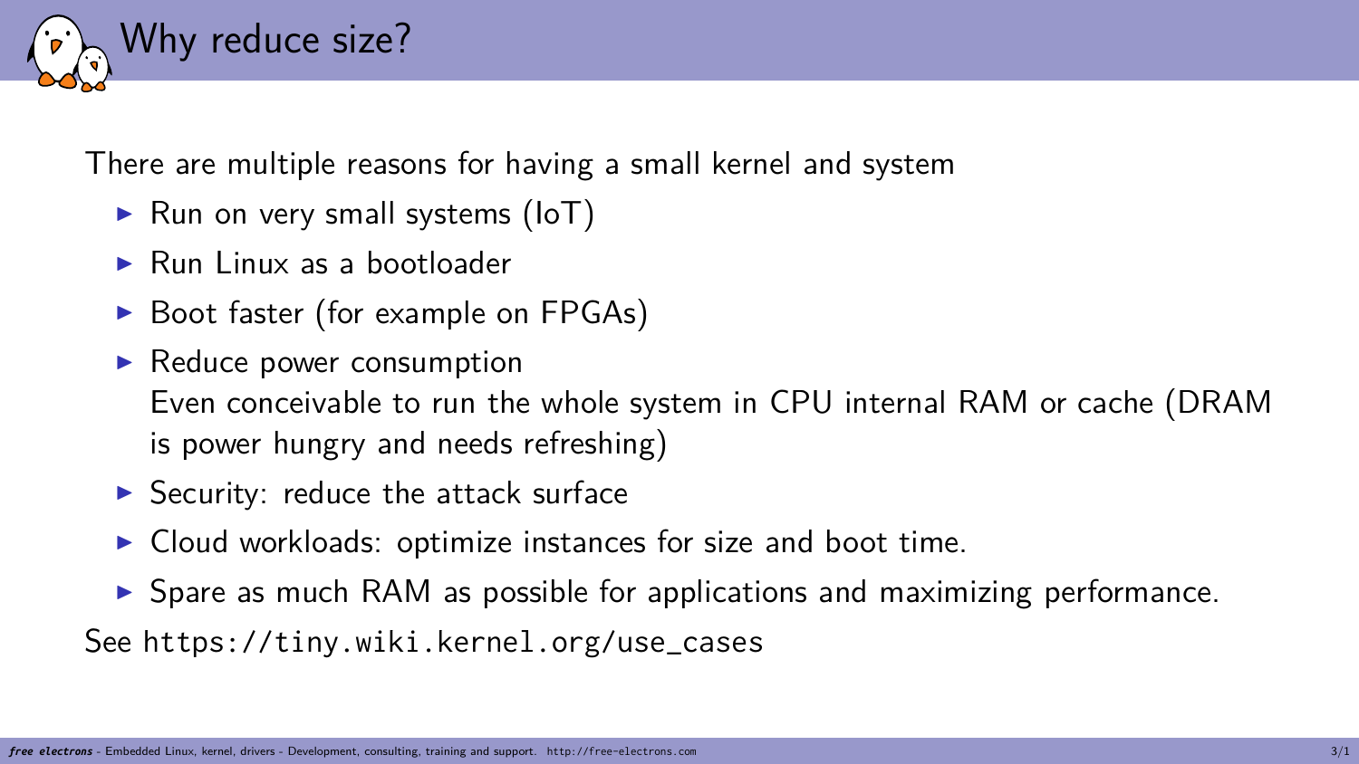# Why reduce size?

There are multiple reasons for having a small kernel and system

- Run on very small systems (IoT)
- Run Linux as a bootloader
- Boot faster (for example on FPGAs)
- Reduce power consumption
  Even conceivable to run the whole system in CPU internal RAM or cache (DRAM is power hungry and needs refreshing)
- Security: reduce the attack surface
- Cloud workloads: optimize instances for size and boot time.
- Spare as much RAM as possible for applications and maximizing performance.

See `https://tiny.wiki.kernel.org/use_cases`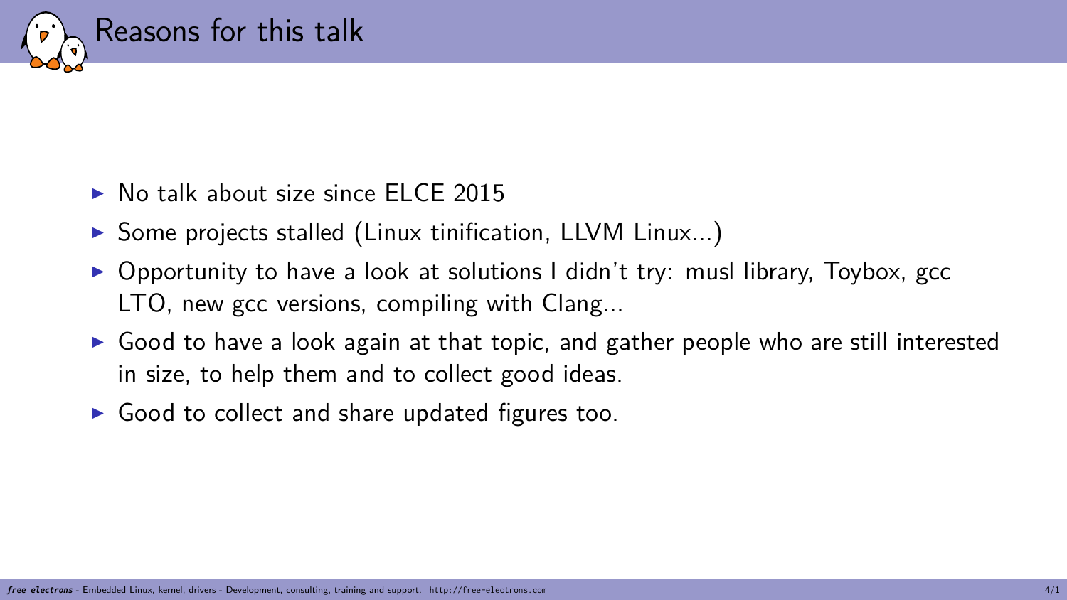# Reasons for this talk

- No talk about size since ELCE 2015
- Some projects stalled (Linux tinification, LLVM Linux...)
- Opportunity to have a look at solutions I didn't try: musl library, Toybox, gcc LTO, new gcc versions, compiling with Clang...
- Good to have a look again at that topic, and gather people who are still interested in size, to help them and to collect good ideas.
- Good to collect and share updated figures too.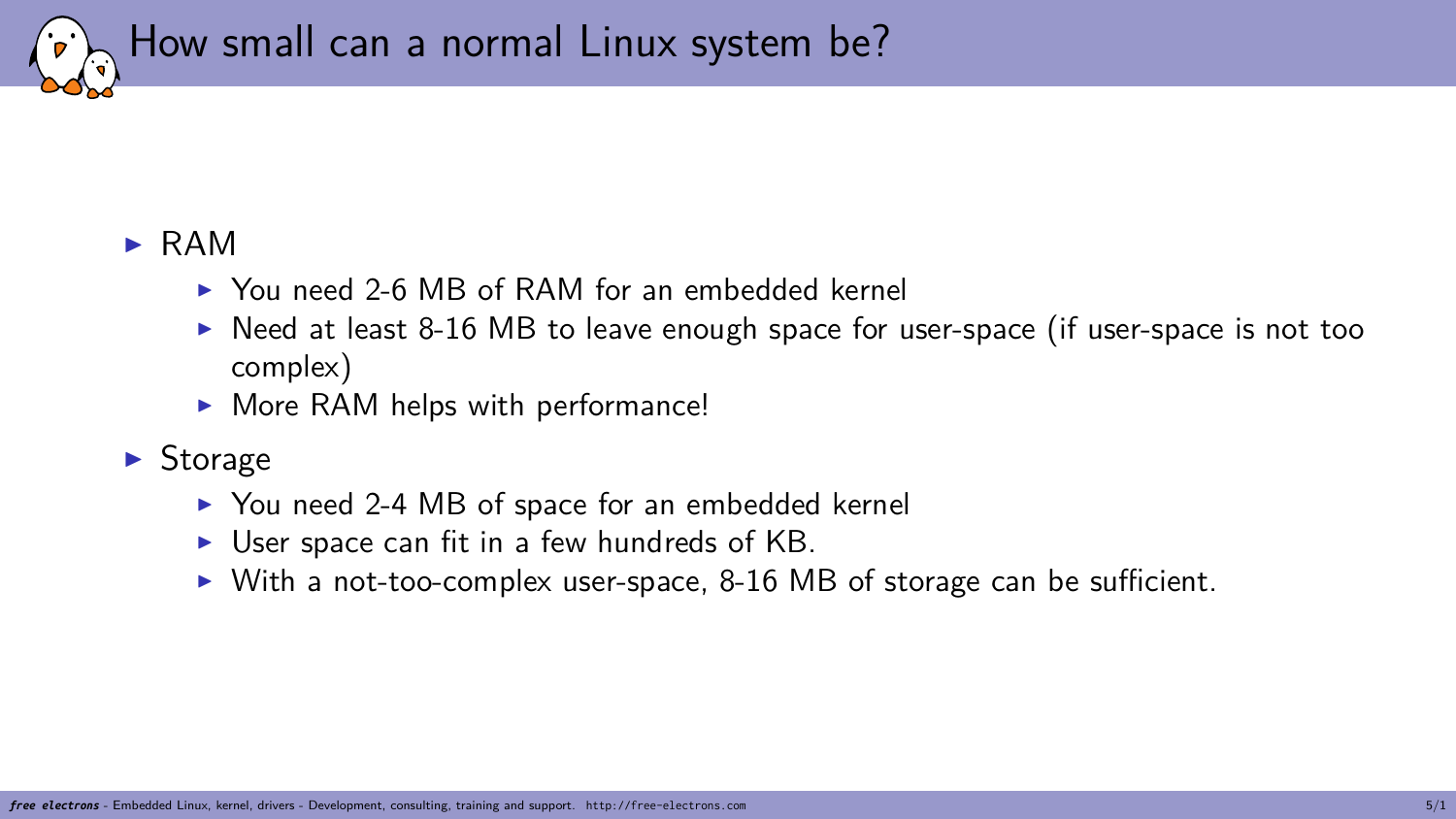# How small can a normal Linux system be?

- RAM
  - You need 2-6 MB of RAM for an embedded kernel
  - Need at least 8-16 MB to leave enough space for user-space (if user-space is not too complex)
  - More RAM helps with performance!
- Storage
  - You need 2-4 MB of space for an embedded kernel
  - User space can fit in a few hundreds of KB.
  - With a not-too-complex user-space, 8-16 MB of storage can be sufficient.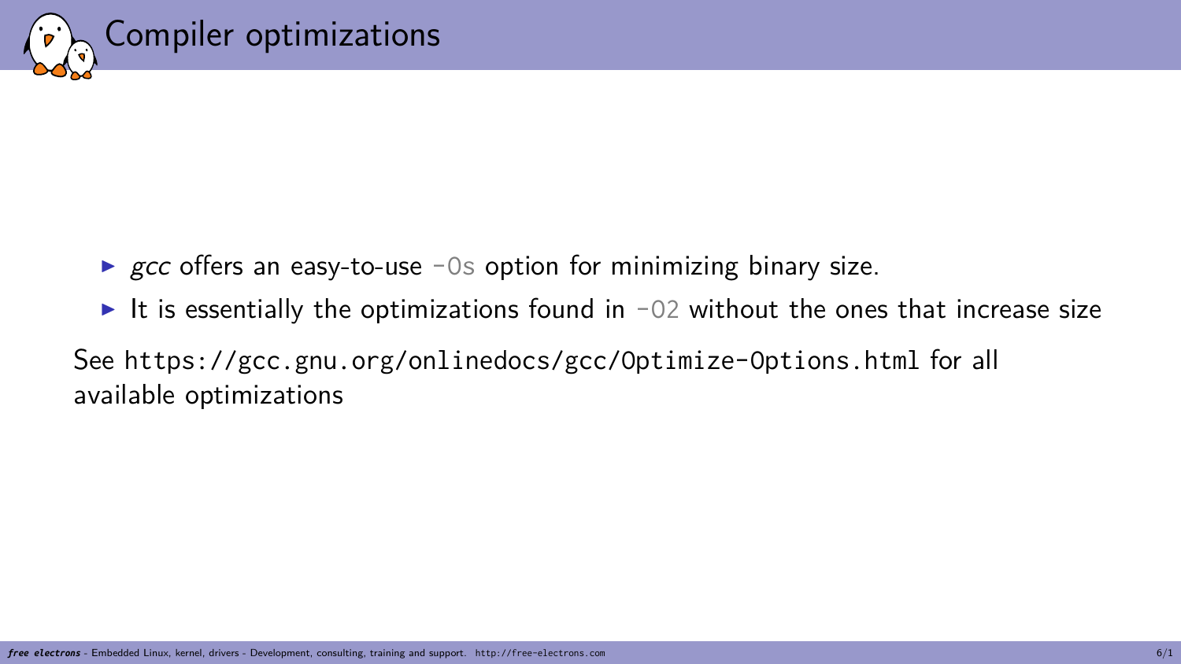# Compiler optimizations

- *gcc* offers an easy-to-use `-Os` option for minimizing binary size.
- It is essentially the optimizations found in `-O2` without the ones that increase size

See `https://gcc.gnu.org/onlinedocs/gcc/Optimize-Options.html` for all available optimizations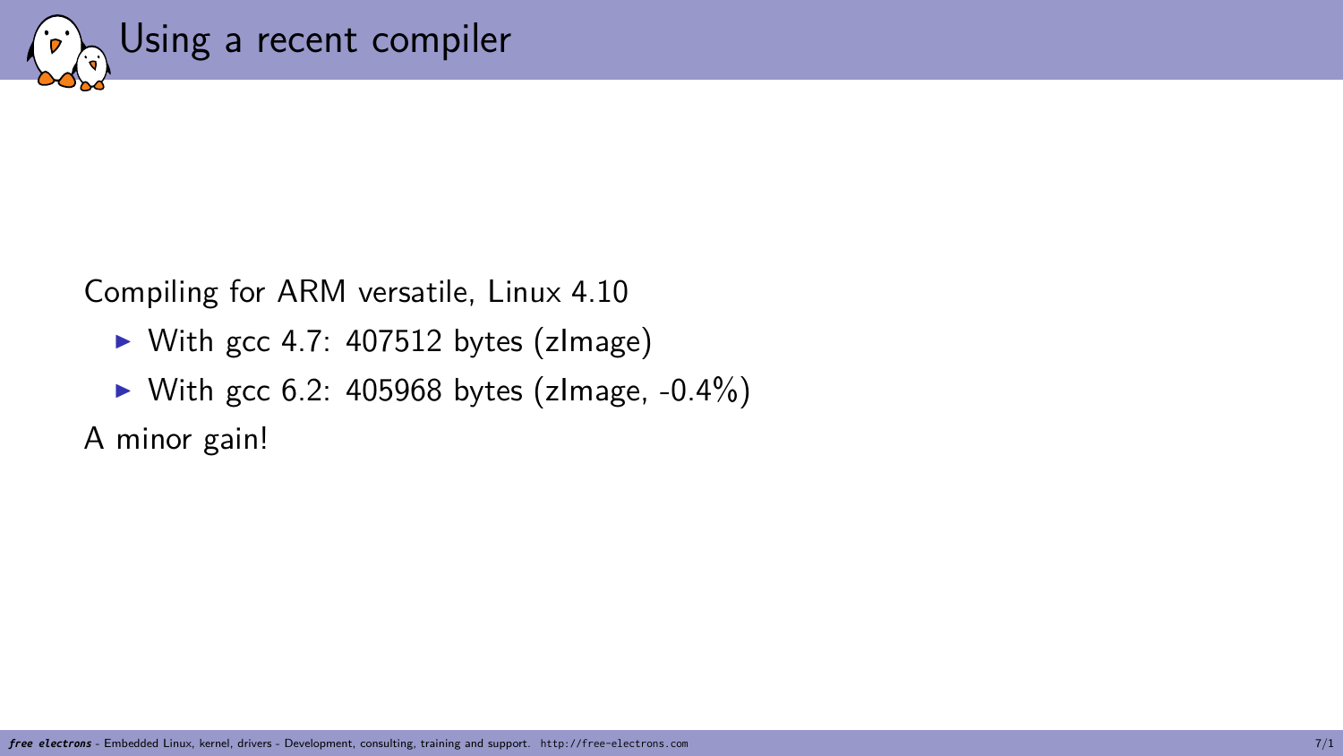# Using a recent compiler

Compiling for ARM versatile, Linux 4.10

- With gcc 4.7: 407512 bytes (zImage)
- With gcc 6.2: 405968 bytes (zImage, -0.4%)

A minor gain!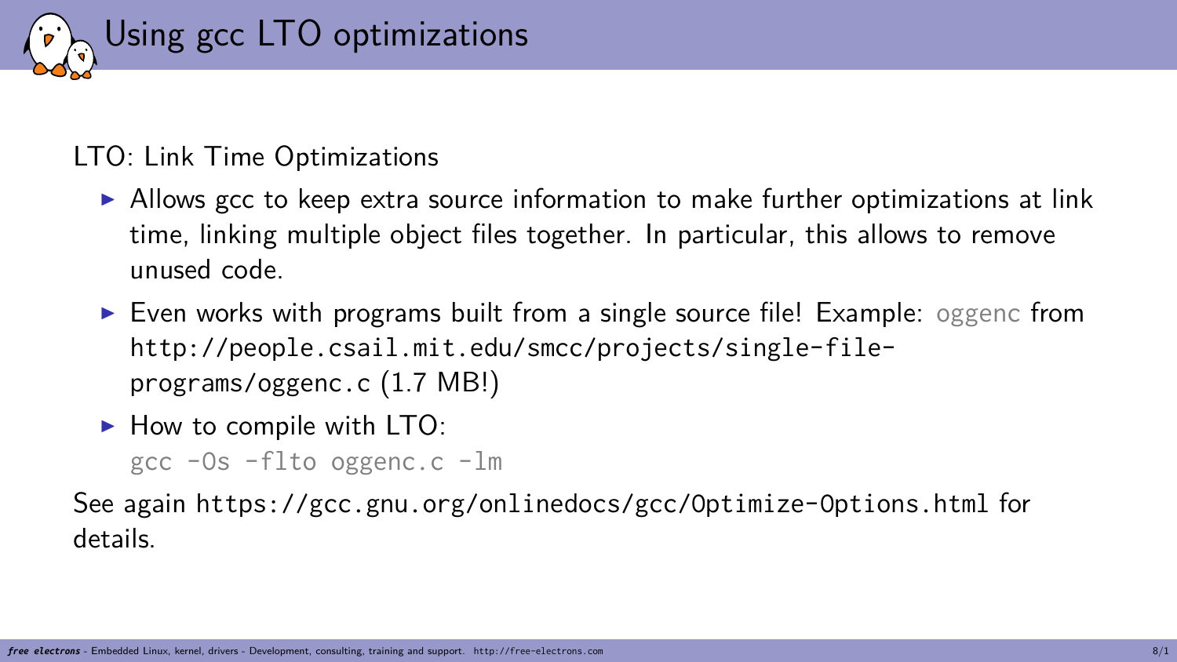# Using gcc LTO optimizations

LTO: Link Time Optimizations

- Allows gcc to keep extra source information to make further optimizations at link time, linking multiple object files together. In particular, this allows to remove unused code.
- Even works with programs built from a single source file! Example: `oggenc` from http://people.csail.mit.edu/smcc/projects/single-file-programs/oggenc.c (1.7 MB!)
- How to compile with LTO:

  ```
  gcc -Os -flto oggenc.c -lm
  ```

See again https://gcc.gnu.org/onlinedocs/gcc/Optimize-Options.html for details.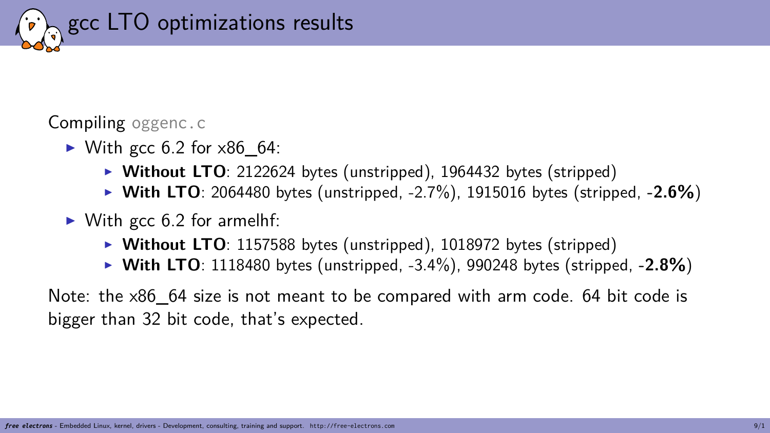# gcc LTO optimizations results

Compiling `oggenc.c`

- With gcc 6.2 for x86_64:
  - **Without LTO**: 2122624 bytes (unstripped), 1964432 bytes (stripped)
  - **With LTO**: 2064480 bytes (unstripped, -2.7%), 1915016 bytes (stripped, -**2.6%**)
- With gcc 6.2 for armelhf:
  - **Without LTO**: 1157588 bytes (unstripped), 1018972 bytes (stripped)
  - **With LTO**: 1118480 bytes (unstripped, -3.4%), 990248 bytes (stripped, -**2.8%**)

Note: the x86_64 size is not meant to be compared with arm code. 64 bit code is bigger than 32 bit code, that's expected.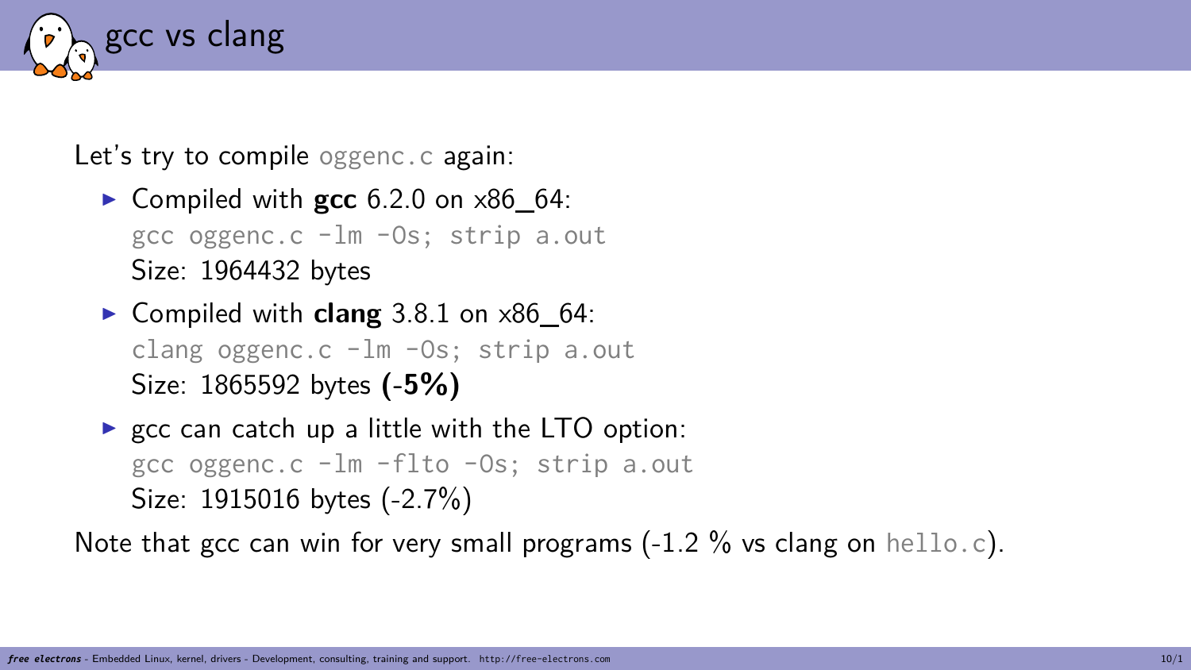# gcc vs clang

Let's try to compile `oggenc.c` again:

- Compiled with **gcc** 6.2.0 on x86_64:
  `gcc oggenc.c -lm -Os; strip a.out`
  Size: 1964432 bytes
- Compiled with **clang** 3.8.1 on x86_64:
  `clang oggenc.c -lm -Os; strip a.out`
  Size: 1865592 bytes **(-5%)**
- gcc can catch up a little with the LTO option:
  `gcc oggenc.c -lm -flto -Os; strip a.out`
  Size: 1915016 bytes (-2.7%)

Note that gcc can win for very small programs (-1.2 % vs clang on `hello.c`).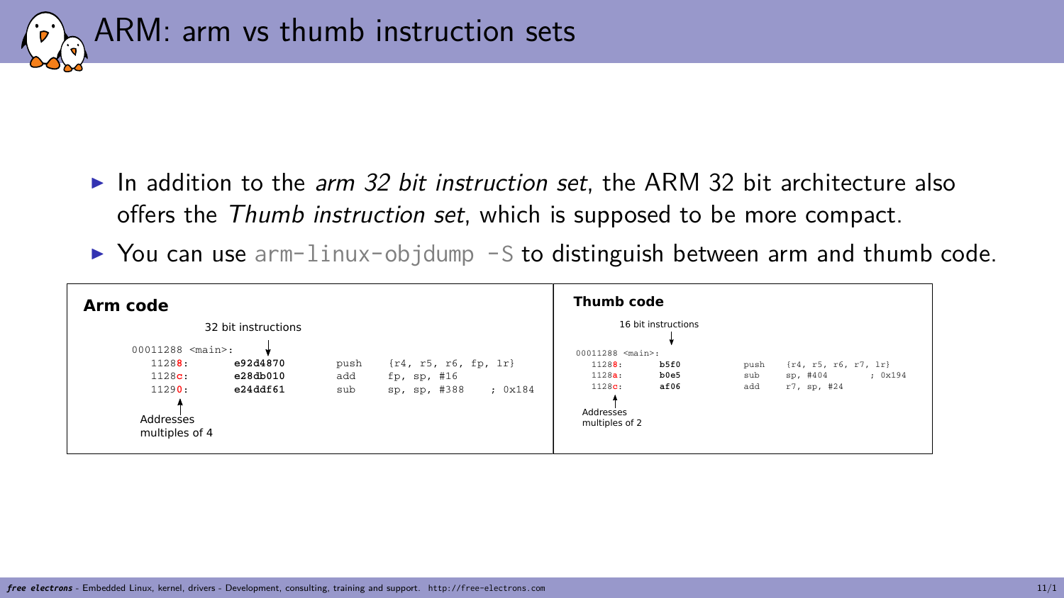# ARM: arm vs thumb instruction sets

- In addition to the *arm 32 bit instruction set*, the ARM 32 bit architecture also offers the *Thumb instruction set*, which is supposed to be more compact.
- You can use `arm-linux-objdump -S` to distinguish between arm and thumb code.

**Arm code**

32 bit instructions

```
00011288 <main>:
   11288:       e92d4870        push    {r4, r5, r6, fp, lr}
   1128c:       e28db010        add     fp, sp, #16
   11290:       e24ddf61        sub     sp, sp, #388    ; 0x184
```

Addresses multiples of 4

**Thumb code**

16 bit instructions

```
00011288 <main>:
   11288:       b5f0        push    {r4, r5, r6, r7, lr}
   1128a:       b0e5        sub     sp, #404        ; 0x194
   1128c:       af06        add     r7, sp, #24
```

Addresses multiples of 2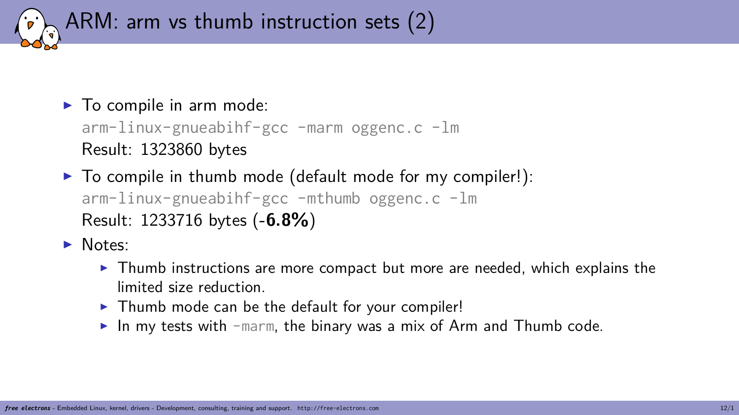# ARM: arm vs thumb instruction sets (2)

- To compile in arm mode:
  `arm-linux-gnueabihf-gcc -marm oggenc.c -lm`
  Result: 1323860 bytes
- To compile in thumb mode (default mode for my compiler!):
  `arm-linux-gnueabihf-gcc -mthumb oggenc.c -lm`
  Result: 1233716 bytes (-**6.8%**)
- Notes:
  - Thumb instructions are more compact but more are needed, which explains the limited size reduction.
  - Thumb mode can be the default for your compiler!
  - In my tests with `-marm`, the binary was a mix of Arm and Thumb code.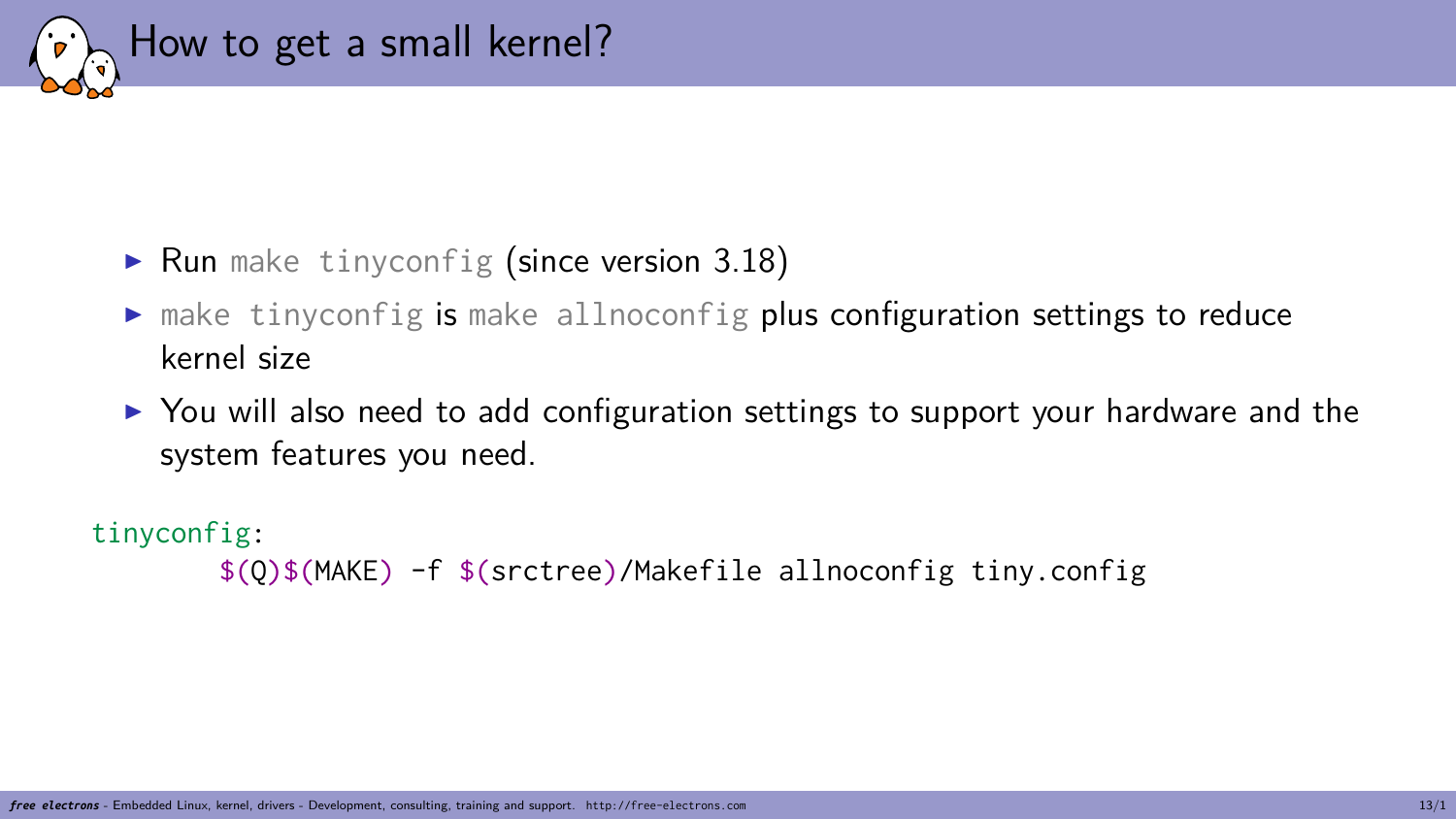# How to get a small kernel?

- Run `make tinyconfig` (since version 3.18)
- `make tinyconfig` is `make allnoconfig` plus configuration settings to reduce kernel size
- You will also need to add configuration settings to support your hardware and the system features you need.

```
tinyconfig:
	$(Q)$(MAKE) -f $(srctree)/Makefile allnoconfig tiny.config
```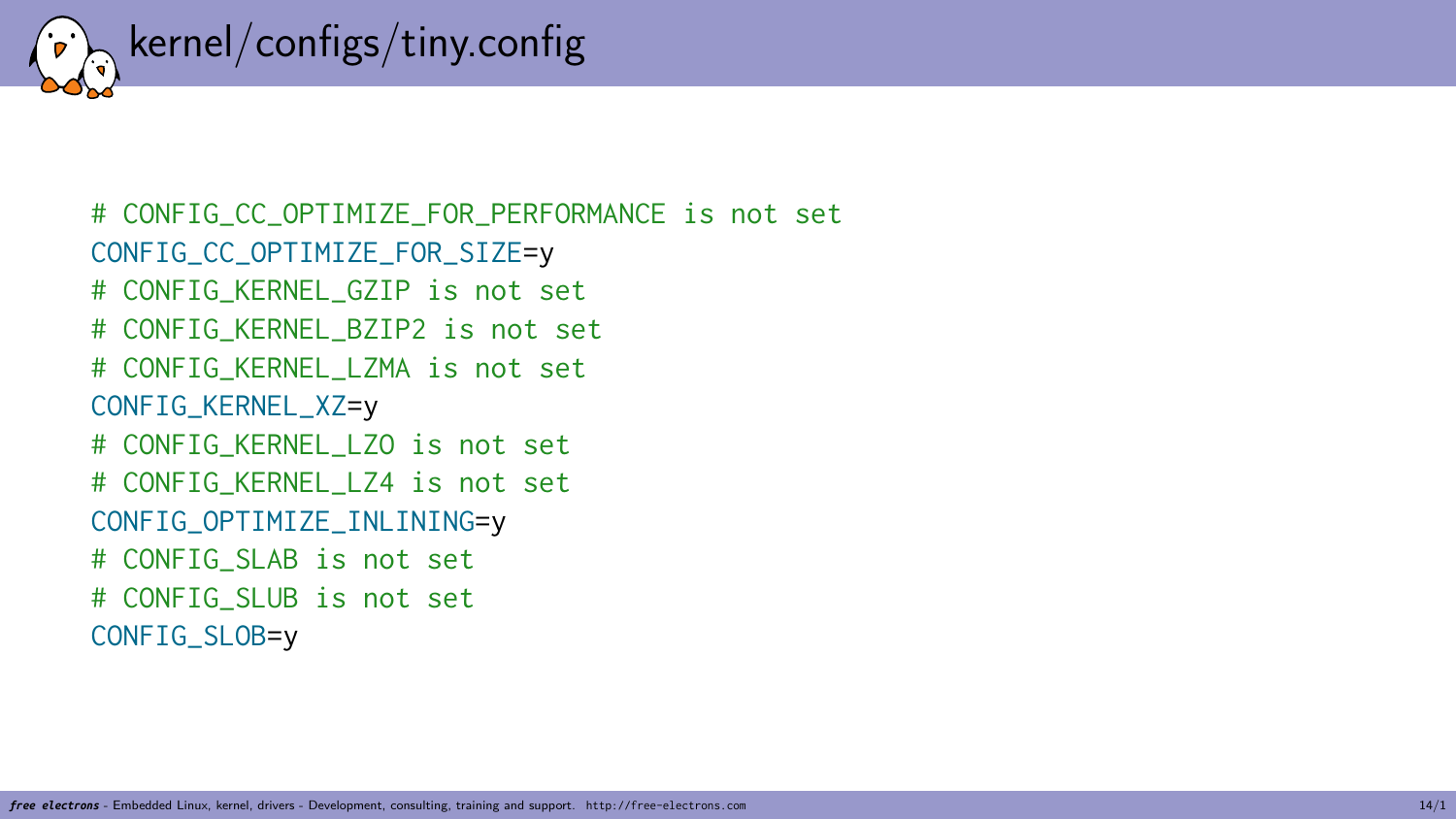# kernel/configs/tiny.config

```
# CONFIG_CC_OPTIMIZE_FOR_PERFORMANCE is not set
CONFIG_CC_OPTIMIZE_FOR_SIZE=y
# CONFIG_KERNEL_GZIP is not set
# CONFIG_KERNEL_BZIP2 is not set
# CONFIG_KERNEL_LZMA is not set
CONFIG_KERNEL_XZ=y
# CONFIG_KERNEL_LZO is not set
# CONFIG_KERNEL_LZ4 is not set
CONFIG_OPTIMIZE_INLINING=y
# CONFIG_SLAB is not set
# CONFIG_SLUB is not set
CONFIG_SLOB=y
```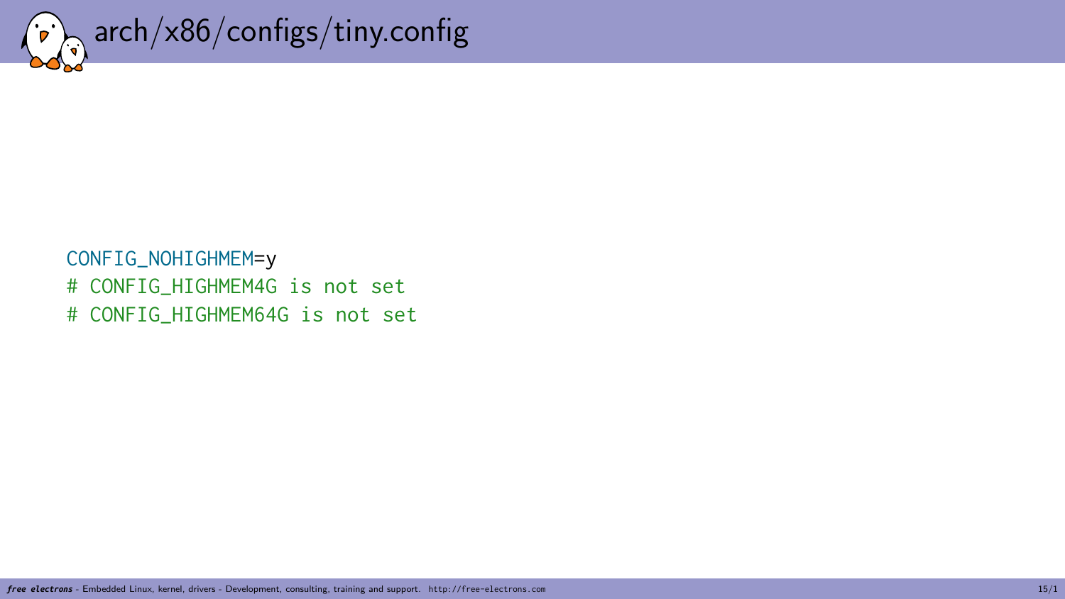# arch/x86/configs/tiny.config

```
CONFIG_NOHIGHMEM=y
# CONFIG_HIGHMEM4G is not set
# CONFIG_HIGHMEM64G is not set
```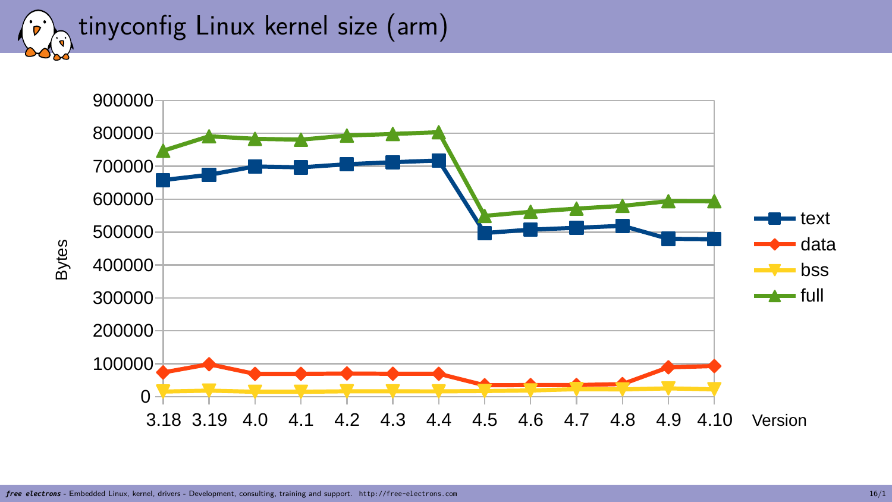# tinyconfig Linux kernel size (arm)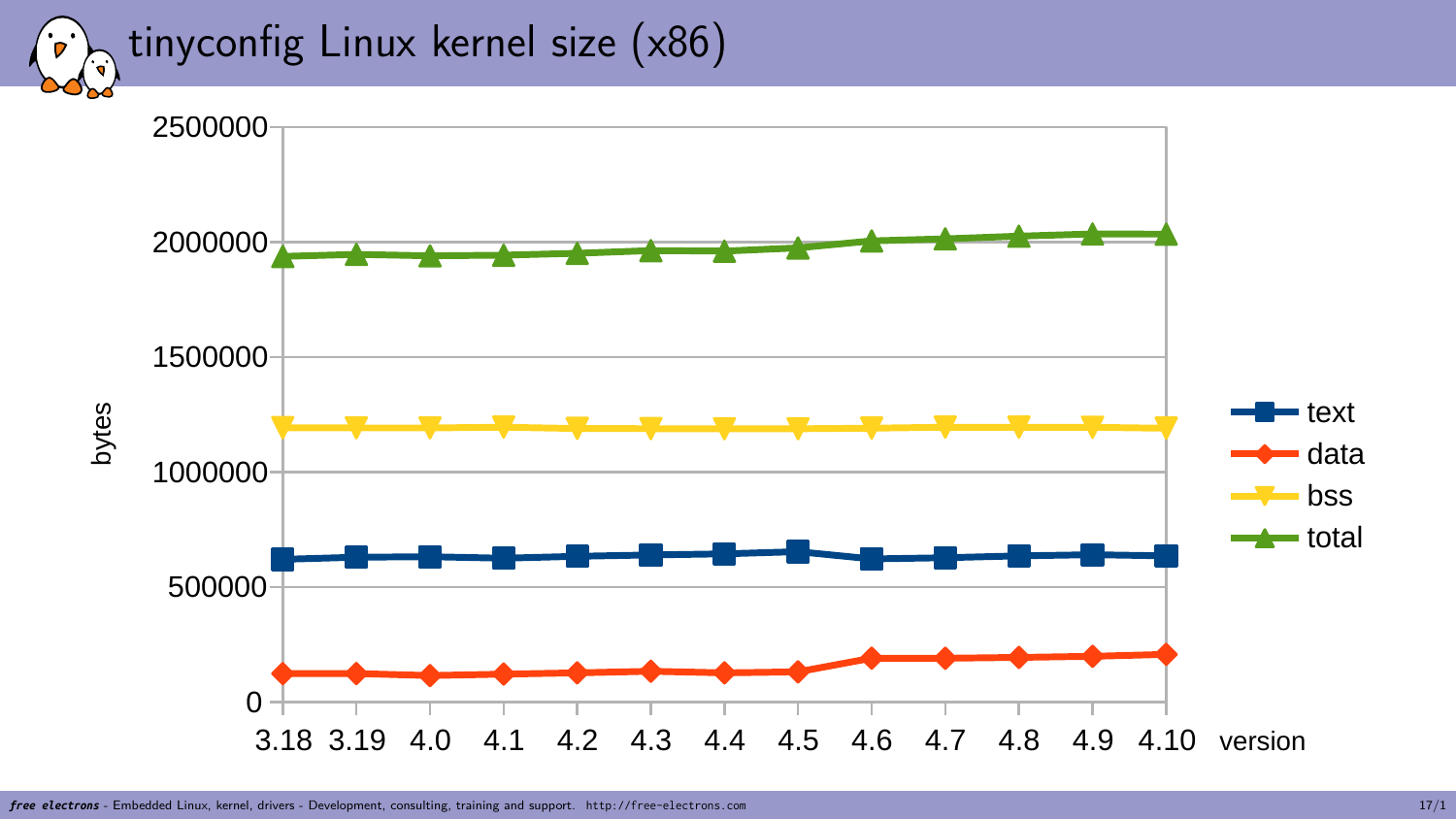# tinyconfig Linux kernel size (x86)

bytes

2500000
2000000
1500000
1000000
500000
0

3.18 3.19 4.0 4.1 4.2 4.3 4.4 4.5 4.6 4.7 4.8 4.9 4.10 version

- text
- data
- bss
- total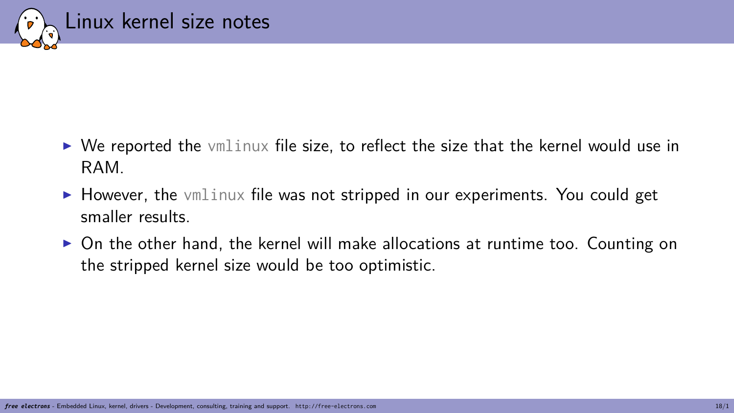# Linux kernel size notes

- We reported the `vmlinux` file size, to reflect the size that the kernel would use in RAM.
- However, the `vmlinux` file was not stripped in our experiments. You could get smaller results.
- On the other hand, the kernel will make allocations at runtime too. Counting on the stripped kernel size would be too optimistic.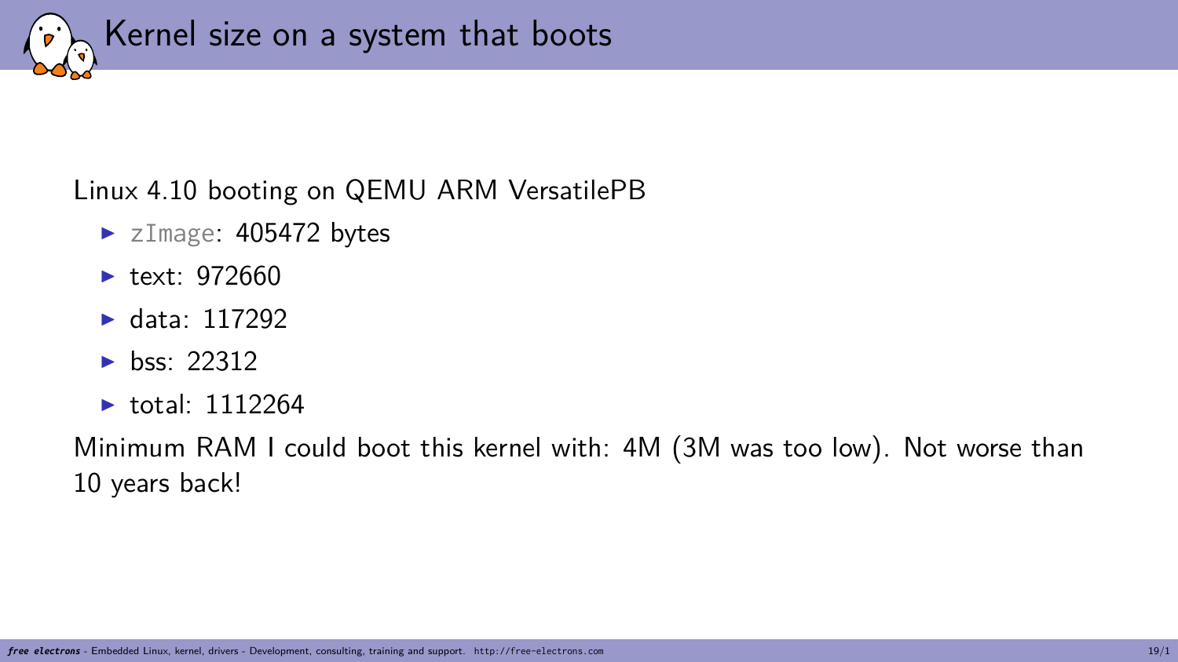# Kernel size on a system that boots

Linux 4.10 booting on QEMU ARM VersatilePB

- `zImage`: 405472 bytes
- text: 972660
- data: 117292
- bss: 22312
- total: 1112264

Minimum RAM I could boot this kernel with: 4M (3M was too low). Not worse than 10 years back!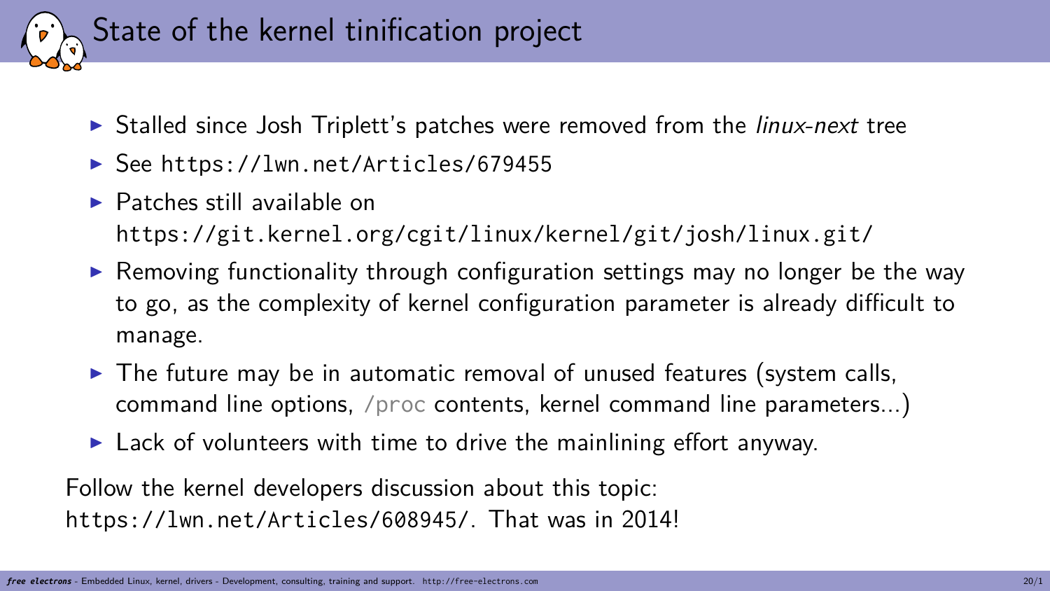# State of the kernel tinification project

- Stalled since Josh Triplett's patches were removed from the *linux-next* tree
- See `https://lwn.net/Articles/679455`
- Patches still available on `https://git.kernel.org/cgit/linux/kernel/git/josh/linux.git/`
- Removing functionality through configuration settings may no longer be the way to go, as the complexity of kernel configuration parameter is already difficult to manage.
- The future may be in automatic removal of unused features (system calls, command line options, /proc contents, kernel command line parameters...)
- Lack of volunteers with time to drive the mainlining effort anyway.

Follow the kernel developers discussion about this topic: `https://lwn.net/Articles/608945/`. That was in 2014!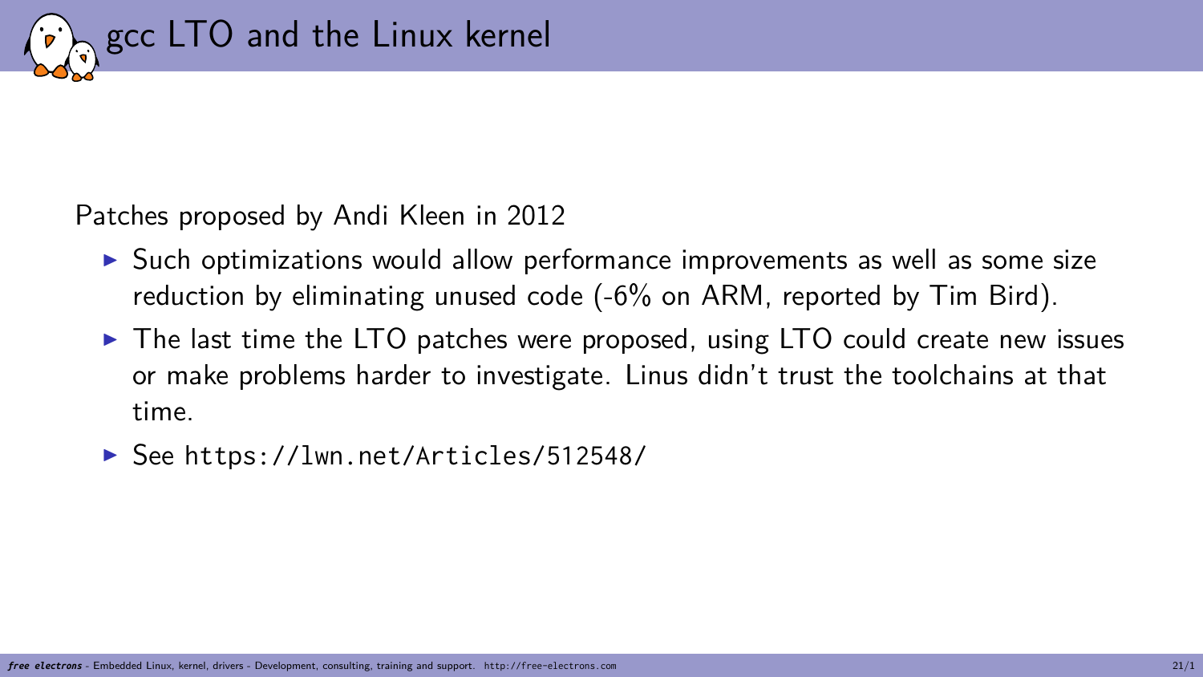# gcc LTO and the Linux kernel

Patches proposed by Andi Kleen in 2012

- Such optimizations would allow performance improvements as well as some size reduction by eliminating unused code (-6% on ARM, reported by Tim Bird).
- The last time the LTO patches were proposed, using LTO could create new issues or make problems harder to investigate. Linus didn't trust the toolchains at that time.
- See https://lwn.net/Articles/512548/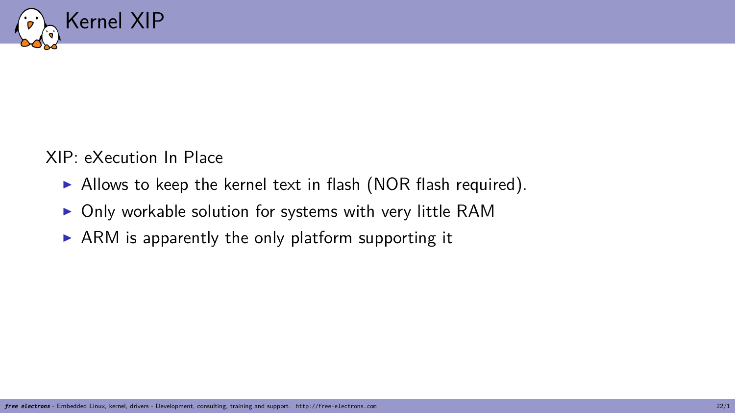# Kernel XIP

XIP: eXecution In Place

- Allows to keep the kernel text in flash (NOR flash required).
- Only workable solution for systems with very little RAM
- ARM is apparently the only platform supporting it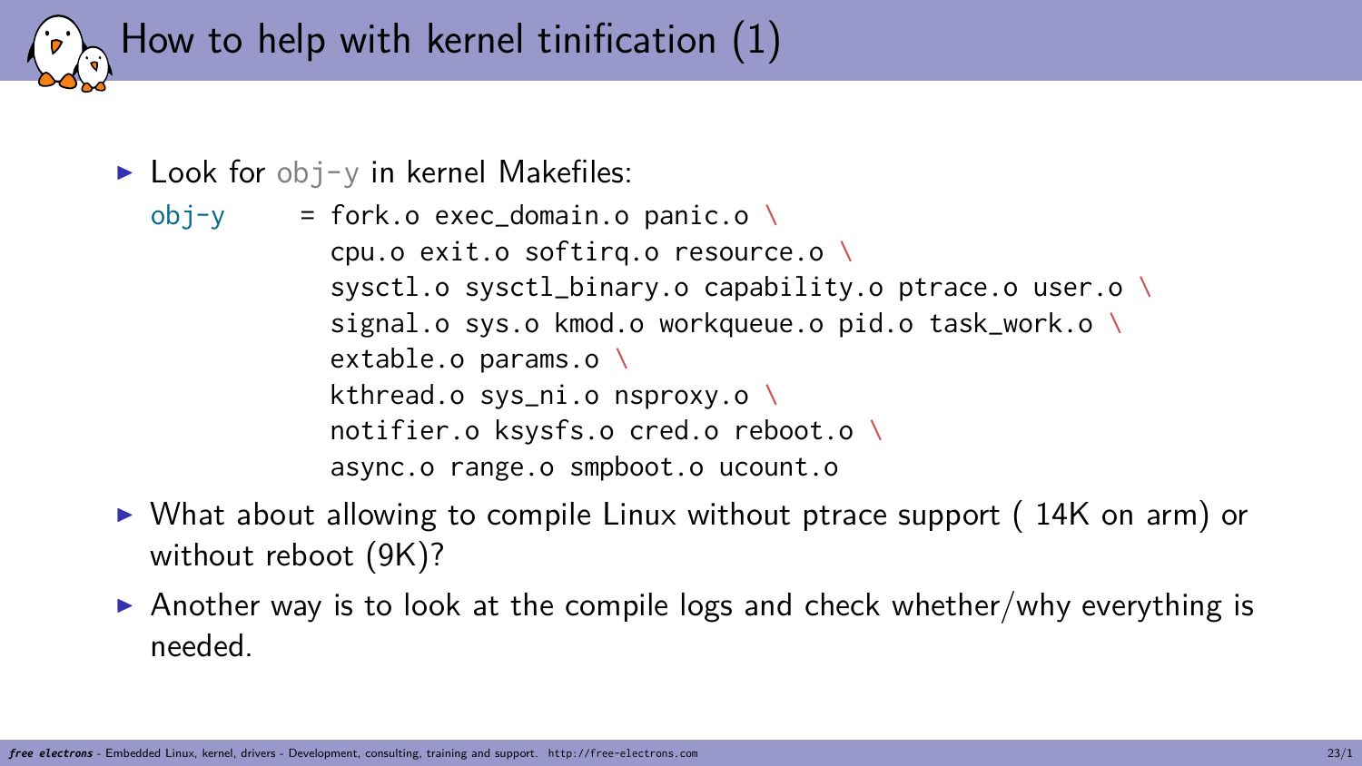# How to help with kernel tinification (1)

- Look for `obj-y` in kernel Makefiles:

```
obj-y     = fork.o exec_domain.o panic.o \
            cpu.o exit.o softirq.o resource.o \
            sysctl.o sysctl_binary.o capability.o ptrace.o user.o \
            signal.o sys.o kmod.o workqueue.o pid.o task_work.o \
            extable.o params.o \
            kthread.o sys_ni.o nsproxy.o \
            notifier.o ksysfs.o cred.o reboot.o \
            async.o range.o smpboot.o ucount.o
```

- What about allowing to compile Linux without ptrace support ( 14K on arm) or without reboot (9K)?
- Another way is to look at the compile logs and check whether/why everything is needed.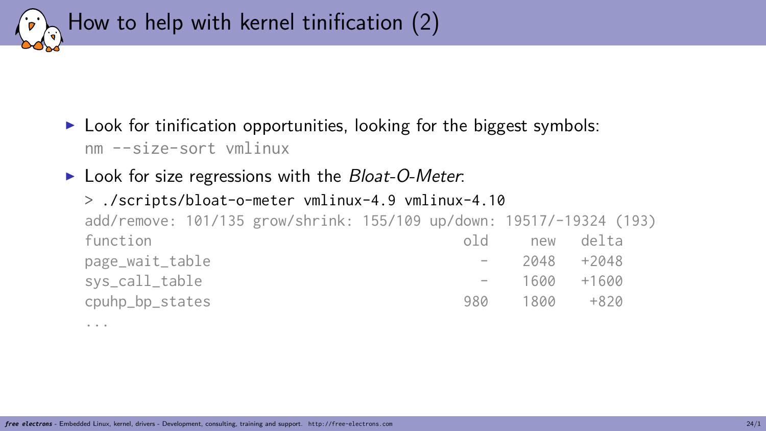# How to help with kernel tinification (2)

- Look for tinification opportunities, looking for the biggest symbols:
  `nm --size-sort vmlinux`
- Look for size regressions with the *Bloat-O-Meter*:

```
> ./scripts/bloat-o-meter vmlinux-4.9 vmlinux-4.10
add/remove: 101/135 grow/shrink: 155/109 up/down: 19517/-19324 (193)
function                                     old     new   delta
page_wait_table                                -    2048   +2048
sys_call_table                                 -    1600   +1600
cpuhp_bp_states                              980    1800    +820
...
```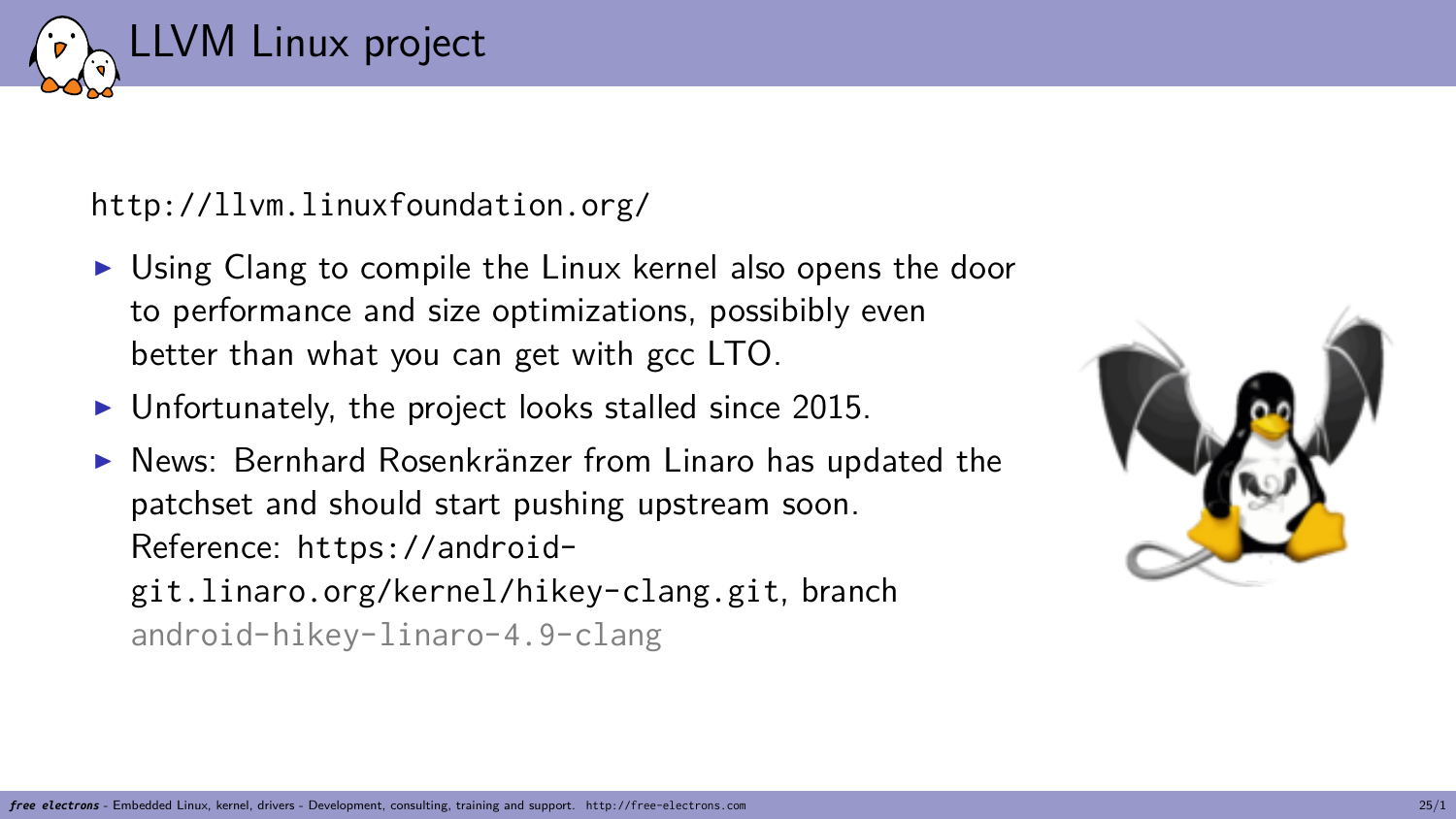# LLVM Linux project

http://llvm.linuxfoundation.org/

- Using Clang to compile the Linux kernel also opens the door to performance and size optimizations, possibibly even better than what you can get with gcc LTO.
- Unfortunately, the project looks stalled since 2015.
- News: Bernhard Rosenkränzer from Linaro has updated the patchset and should start pushing upstream soon. Reference: https://android-git.linaro.org/kernel/hikey-clang.git, branch android-hikey-linaro-4.9-clang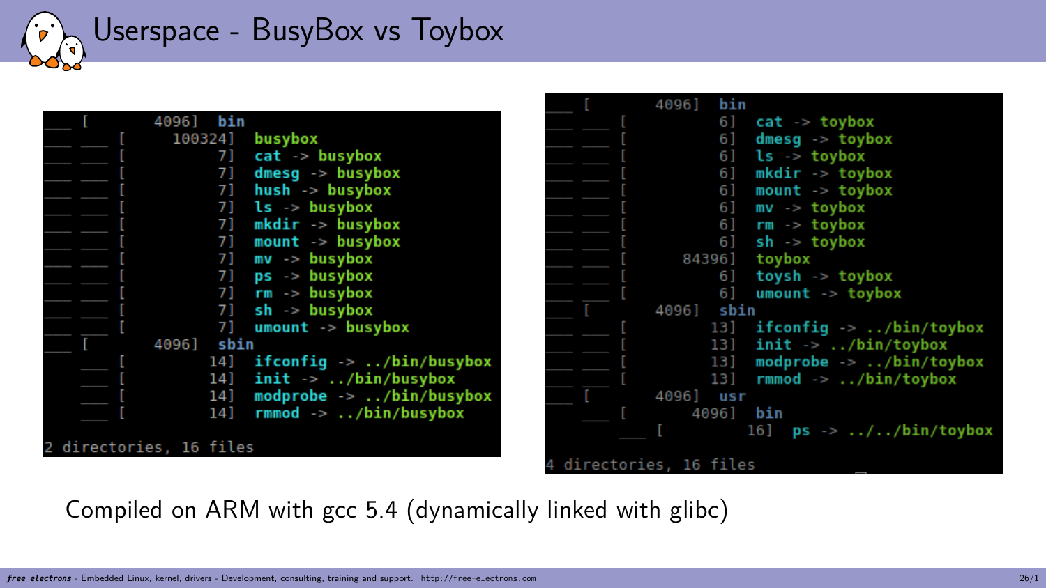# Userspace - BusyBox vs Toybox

```
___ [        4096]  bin
___ ___ [      100324]  busybox
___ ___ [           7]  cat -> busybox
___ ___ [           7]  dmesg -> busybox
___ ___ [           7]  hush -> busybox
___ ___ [           7]  ls -> busybox
___ ___ [           7]  mkdir -> busybox
___ ___ [           7]  mount -> busybox
___ ___ [           7]  mv -> busybox
___ ___ [           7]  ps -> busybox
___ ___ [           7]  rm -> busybox
___ ___ [           7]  sh -> busybox
___ ___ [           7]  umount -> busybox
___ [        4096]  sbin
    ___ [          14]  ifconfig -> ../bin/busybox
    ___ [          14]  init -> ../bin/busybox
    ___ [          14]  modprobe -> ../bin/busybox
    ___ [          14]  rmmod -> ../bin/busybox

2 directories, 16 files
```

```
___ [        4096]  bin
___ ___ [           6]  cat -> toybox
___ ___ [           6]  dmesg -> toybox
___ ___ [           6]  ls -> toybox
___ ___ [           6]  mkdir -> toybox
___ ___ [           6]  mount -> toybox
___ ___ [           6]  mv -> toybox
___ ___ [           6]  rm -> toybox
___ ___ [           6]  sh -> toybox
___ ___ [       84396]  toybox
___ ___ [           6]  toysh -> toybox
___ ___ [           6]  umount -> toybox
___ [        4096]  sbin
___ ___ [          13]  ifconfig -> ../bin/toybox
___ ___ [          13]  init -> ../bin/toybox
___ ___ [          13]  modprobe -> ../bin/toybox
___ ___ [          13]  rmmod -> ../bin/toybox
___ [        4096]  usr
    ___ [        4096]  bin
        ___ [          16]  ps -> ../../bin/toybox

4 directories, 16 files
```

Compiled on ARM with gcc 5.4 (dynamically linked with glibc)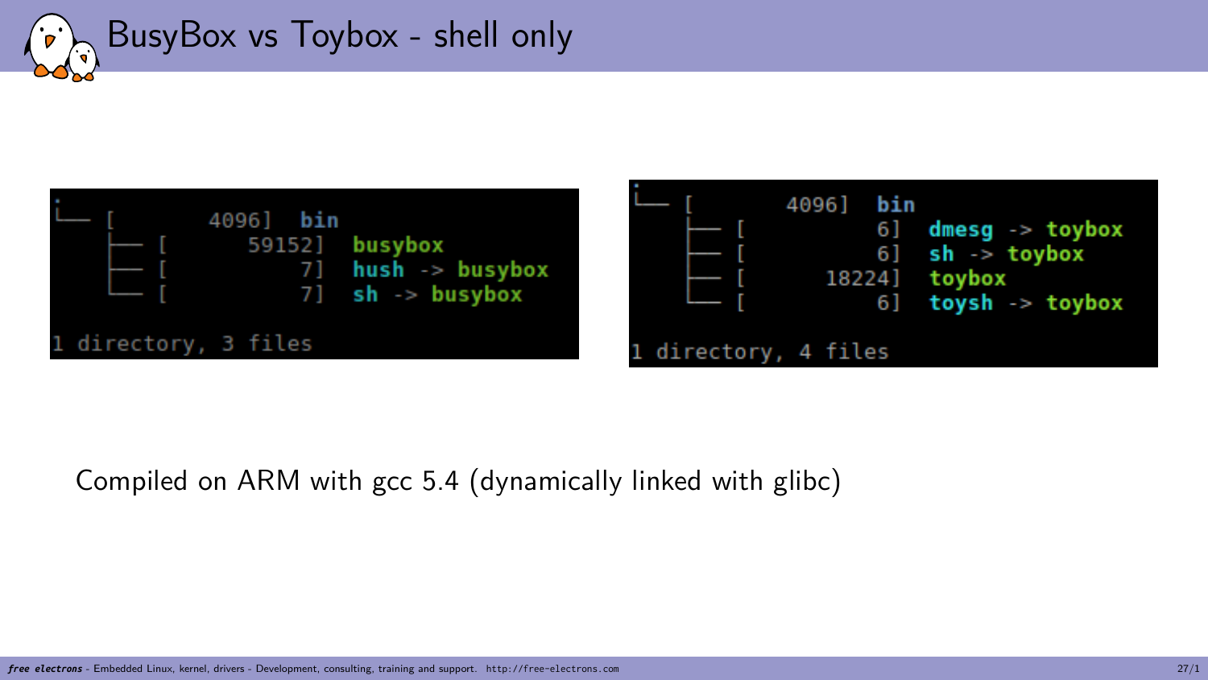# BusyBox vs Toybox - shell only

```
.
└── [       4096]  bin
    ├── [      59152]  busybox
    ├── [          7]  hush -> busybox
    └── [          7]  sh -> busybox

1 directory, 3 files
```

```
.
└── [       4096]  bin
    ├── [          6]  dmesg -> toybox
    ├── [          6]  sh -> toybox
    ├── [      18224]  toybox
    └── [          6]  toysh -> toybox

1 directory, 4 files
```

Compiled on ARM with gcc 5.4 (dynamically linked with glibc)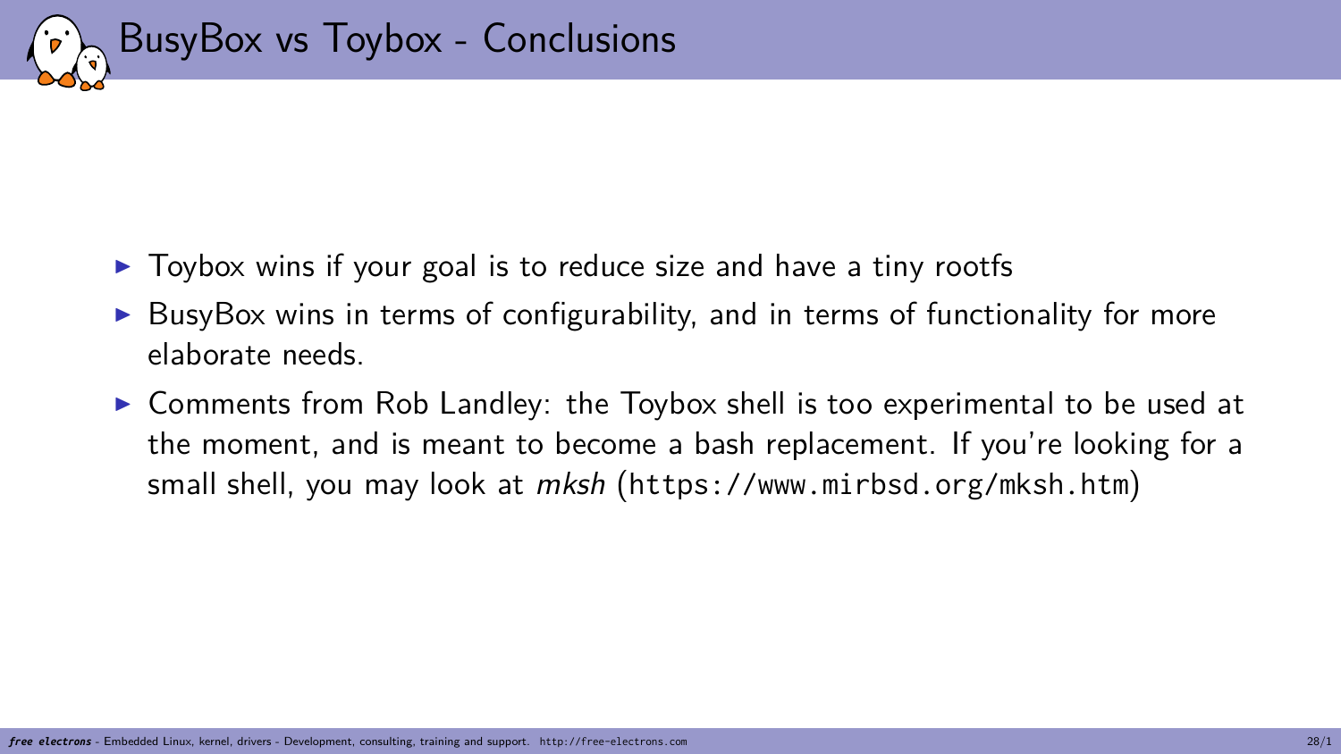# BusyBox vs Toybox - Conclusions

- Toybox wins if your goal is to reduce size and have a tiny rootfs
- BusyBox wins in terms of configurability, and in terms of functionality for more elaborate needs.
- Comments from Rob Landley: the Toybox shell is too experimental to be used at the moment, and is meant to become a bash replacement. If you're looking for a small shell, you may look at *mksh* (`https://www.mirbsd.org/mksh.htm`)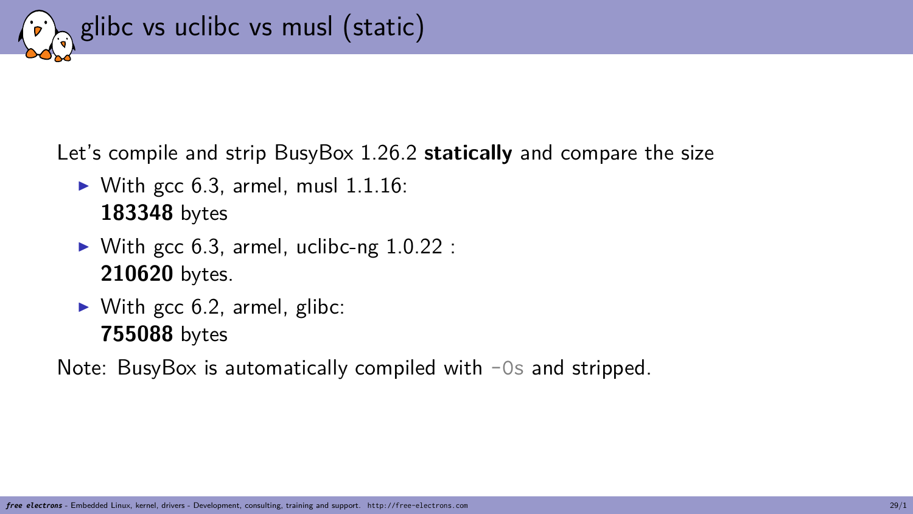# glibc vs uclibc vs musl (static)

Let's compile and strip BusyBox 1.26.2 **statically** and compare the size

- With gcc 6.3, armel, musl 1.1.16:
  **183348** bytes
- With gcc 6.3, armel, uclibc-ng 1.0.22 :
  **210620** bytes.
- With gcc 6.2, armel, glibc:
  **755088** bytes

Note: BusyBox is automatically compiled with `-Os` and stripped.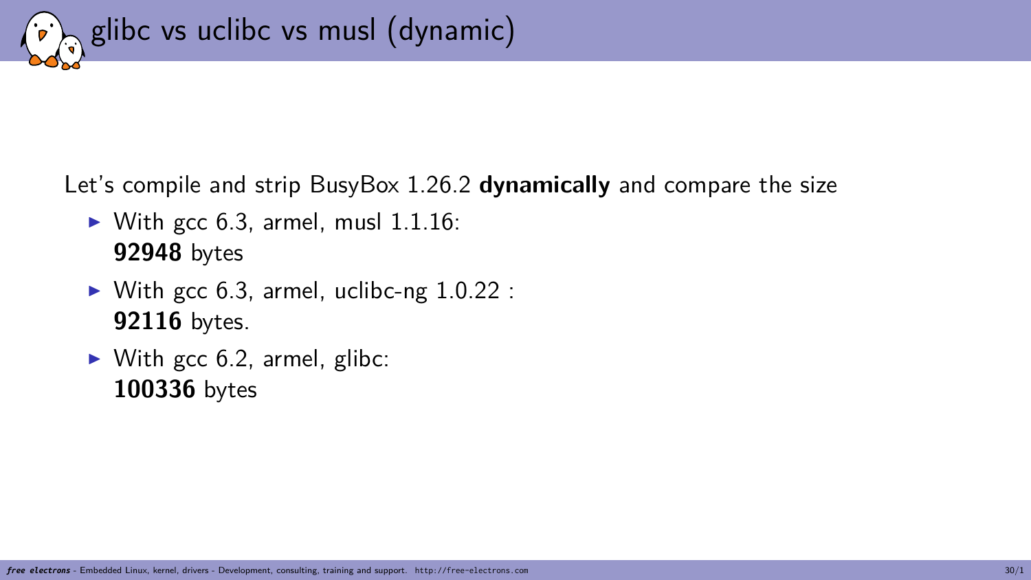# glibc vs uclibc vs musl (dynamic)

Let's compile and strip BusyBox 1.26.2 **dynamically** and compare the size

- With gcc 6.3, armel, musl 1.1.16:
  **92948** bytes
- With gcc 6.3, armel, uclibc-ng 1.0.22 :
  **92116** bytes.
- With gcc 6.2, armel, glibc:
  **100336** bytes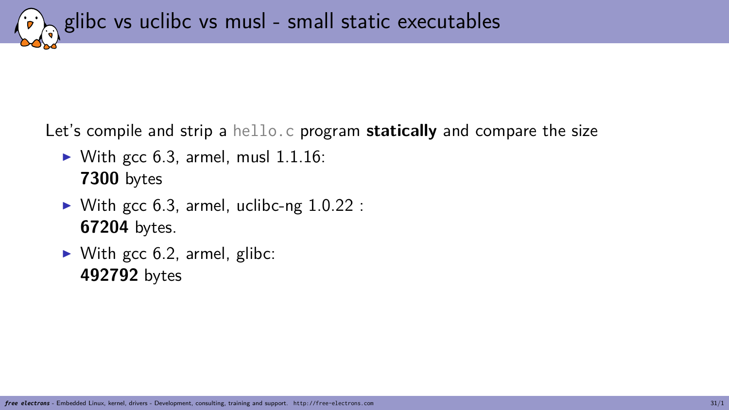# glibc vs uclibc vs musl - small static executables

Let's compile and strip a `hello.c` program **statically** and compare the size

- With gcc 6.3, armel, musl 1.1.16:
  **7300** bytes
- With gcc 6.3, armel, uclibc-ng 1.0.22 :
  **67204** bytes.
- With gcc 6.2, armel, glibc:
  **492792** bytes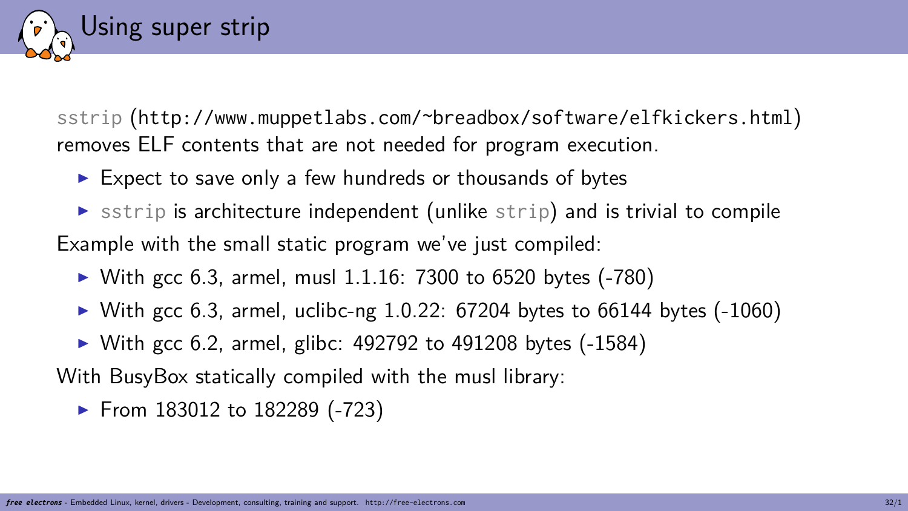# Using super strip

`sstrip` (http://www.muppetlabs.com/~breadbox/software/elfkickers.html) removes ELF contents that are not needed for program execution.

- Expect to save only a few hundreds or thousands of bytes
- `sstrip` is architecture independent (unlike `strip`) and is trivial to compile

Example with the small static program we've just compiled:

- With gcc 6.3, armel, musl 1.1.16: 7300 to 6520 bytes (-780)
- With gcc 6.3, armel, uclibc-ng 1.0.22: 67204 bytes to 66144 bytes (-1060)
- With gcc 6.2, armel, glibc: 492792 to 491208 bytes (-1584)

With BusyBox statically compiled with the musl library:

- From 183012 to 182289 (-723)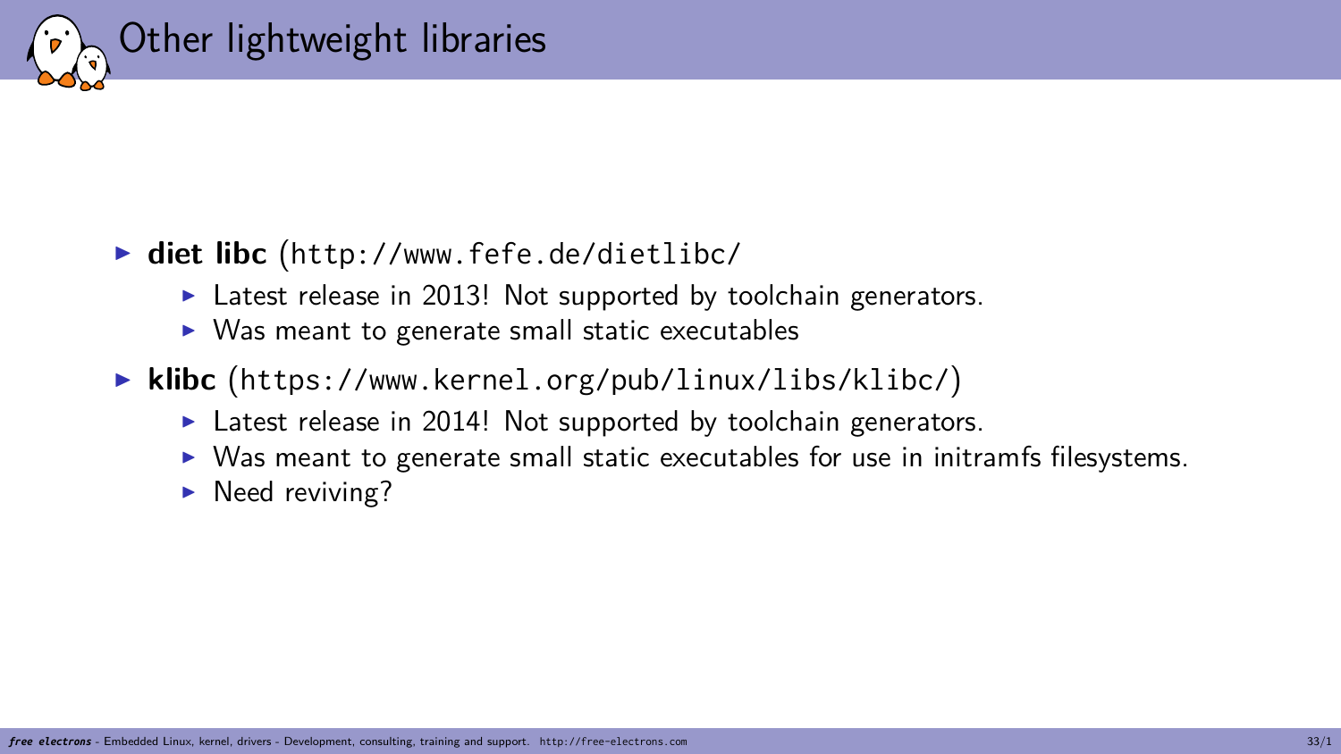# Other lightweight libraries

- **diet libc** (http://www.fefe.de/dietlibc/
  - Latest release in 2013! Not supported by toolchain generators.
  - Was meant to generate small static executables
- **klibc** (https://www.kernel.org/pub/linux/libs/klibc/)
  - Latest release in 2014! Not supported by toolchain generators.
  - Was meant to generate small static executables for use in initramfs filesystems.
  - Need reviving?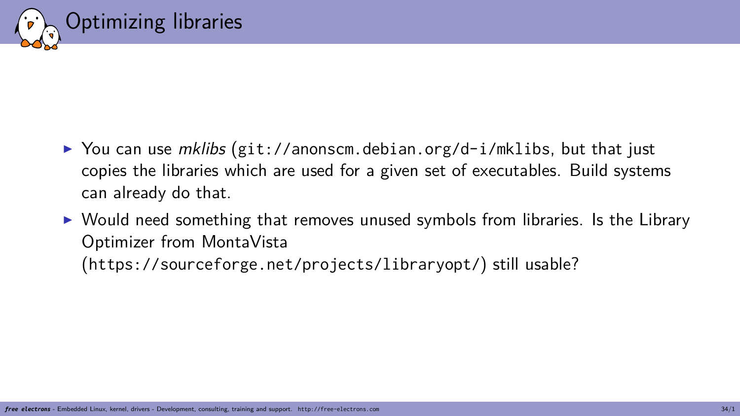# Optimizing libraries

- You can use *mklibs* (`git://anonscm.debian.org/d-i/mklibs`, but that just copies the libraries which are used for a given set of executables. Build systems can already do that.
- Would need something that removes unused symbols from libraries. Is the Library Optimizer from MontaVista (`https://sourceforge.net/projects/libraryopt/`) still usable?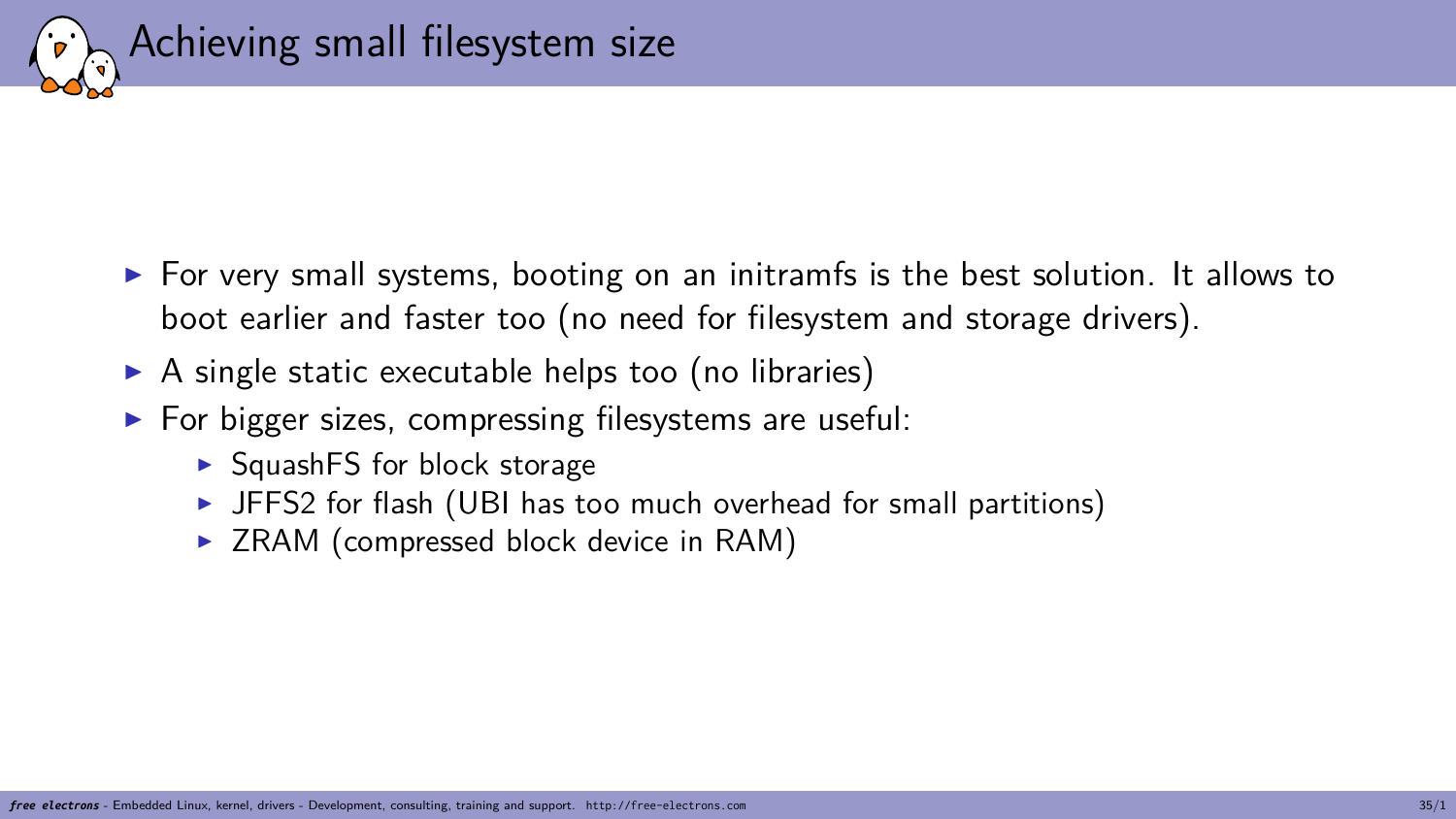# Achieving small filesystem size

- For very small systems, booting on an initramfs is the best solution. It allows to boot earlier and faster too (no need for filesystem and storage drivers).
- A single static executable helps too (no libraries)
- For bigger sizes, compressing filesystems are useful:
  - SquashFS for block storage
  - JFFS2 for flash (UBI has too much overhead for small partitions)
  - ZRAM (compressed block device in RAM)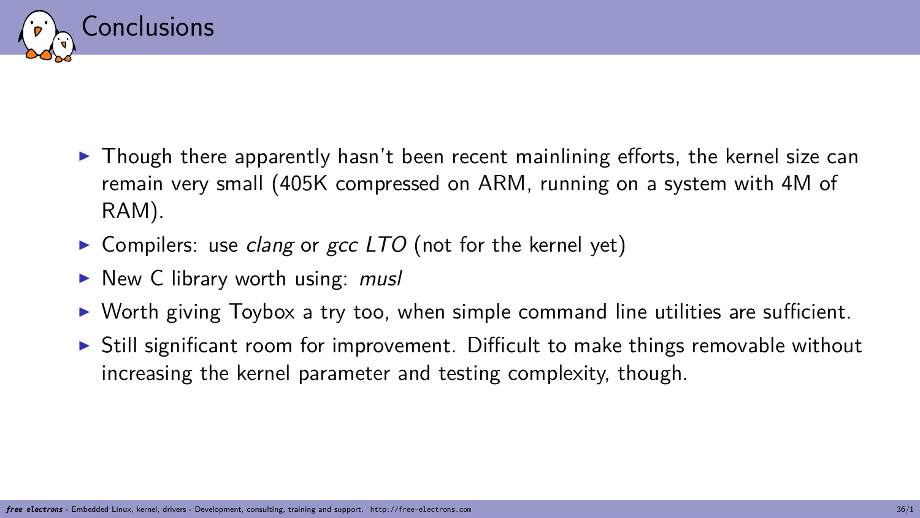# Conclusions

- Though there apparently hasn't been recent mainlining efforts, the kernel size can remain very small (405K compressed on ARM, running on a system with 4M of RAM).
- Compilers: use *clang* or *gcc LTO* (not for the kernel yet)
- New C library worth using: *musl*
- Worth giving Toybox a try too, when simple command line utilities are sufficient.
- Still significant room for improvement. Difficult to make things removable without increasing the kernel parameter and testing complexity, though.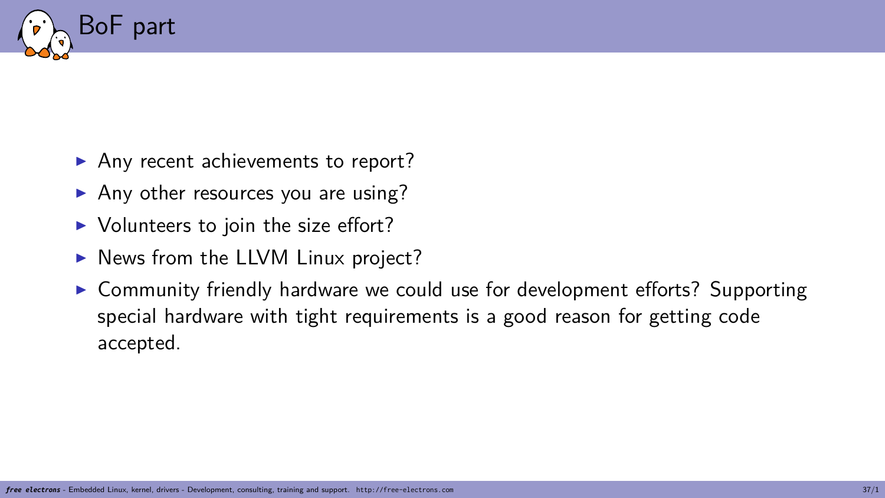# BoF part

- Any recent achievements to report?
- Any other resources you are using?
- Volunteers to join the size effort?
- News from the LLVM Linux project?
- Community friendly hardware we could use for development efforts? Supporting special hardware with tight requirements is a good reason for getting code accepted.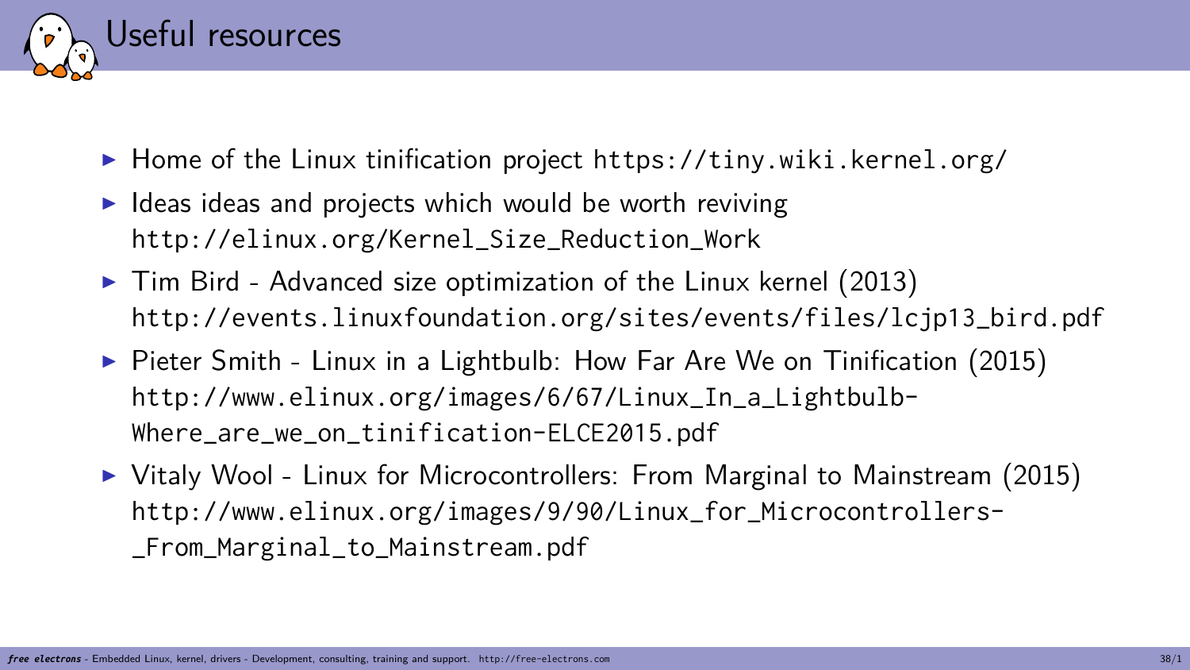# Useful resources

- Home of the Linux tinification project https://tiny.wiki.kernel.org/
- Ideas ideas and projects which would be worth reviving http://elinux.org/Kernel_Size_Reduction_Work
- Tim Bird - Advanced size optimization of the Linux kernel (2013) http://events.linuxfoundation.org/sites/events/files/lcjp13_bird.pdf
- Pieter Smith - Linux in a Lightbulb: How Far Are We on Tinification (2015) http://www.elinux.org/images/6/67/Linux_In_a_Lightbulb-Where_are_we_on_tinification-ELCE2015.pdf
- Vitaly Wool - Linux for Microcontrollers: From Marginal to Mainstream (2015) http://www.elinux.org/images/9/90/Linux_for_Microcontrollers-_From_Marginal_to_Mainstream.pdf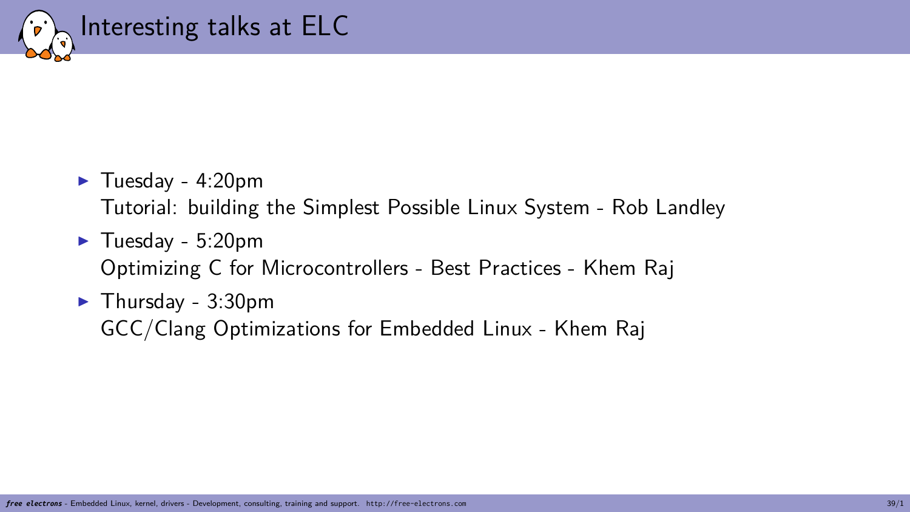# Interesting talks at ELC

- Tuesday - 4:20pm
  Tutorial: building the Simplest Possible Linux System - Rob Landley
- Tuesday - 5:20pm
  Optimizing C for Microcontrollers - Best Practices - Khem Raj
- Thursday - 3:30pm
  GCC/Clang Optimizations for Embedded Linux - Khem Raj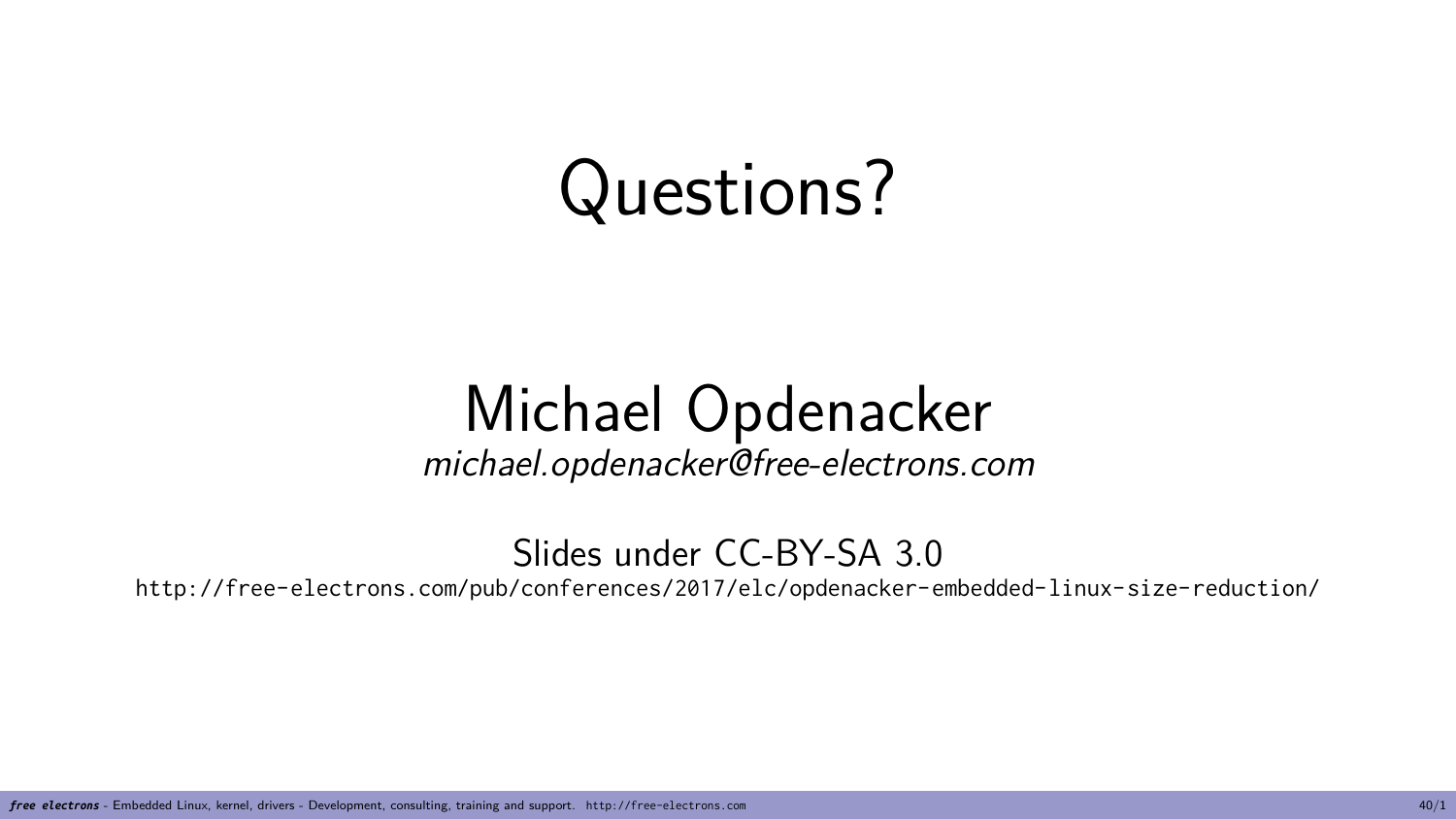# Questions?

## Michael Opdenacker

*michael.opdenacker@free-electrons.com*

Slides under CC-BY-SA 3.0

`http://free-electrons.com/pub/conferences/2017/elc/opdenacker-embedded-linux-size-reduction/`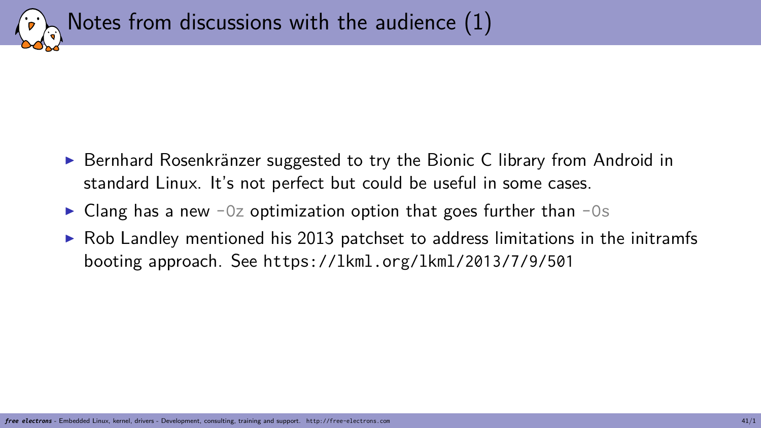# Notes from discussions with the audience (1)

- Bernhard Rosenkränzer suggested to try the Bionic C library from Android in standard Linux. It's not perfect but could be useful in some cases.
- Clang has a new `-Oz` optimization option that goes further than `-Os`
- Rob Landley mentioned his 2013 patchset to address limitations in the initramfs booting approach. See `https://lkml.org/lkml/2013/7/9/501`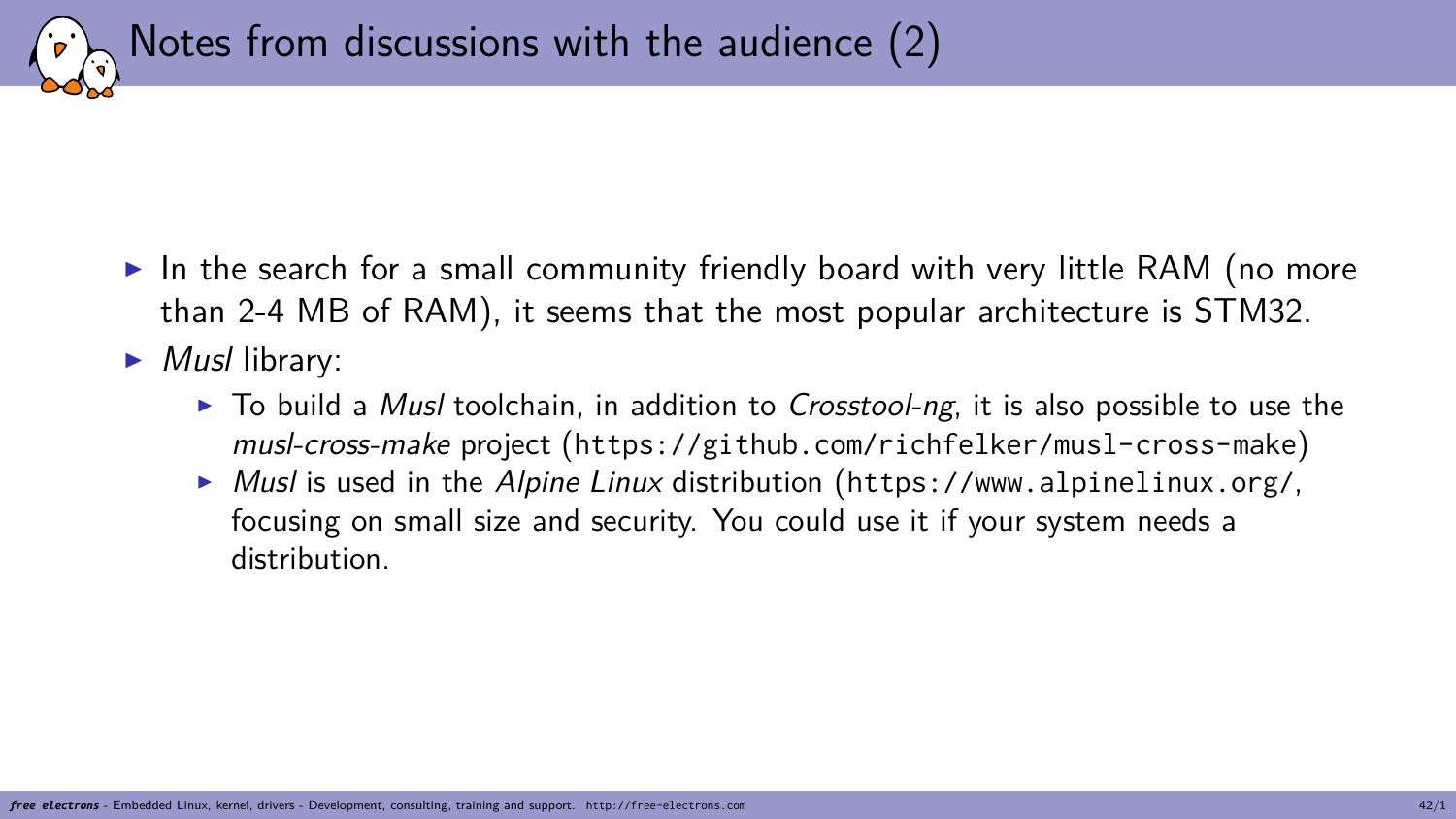# Notes from discussions with the audience (2)

- In the search for a small community friendly board with very little RAM (no more than 2-4 MB of RAM), it seems that the most popular architecture is STM32.
- *Musl* library:
  - To build a *Musl* toolchain, in addition to *Crosstool-ng*, it is also possible to use the *musl-cross-make* project (`https://github.com/richfelker/musl-cross-make`)
  - *Musl* is used in the *Alpine Linux* distribution (`https://www.alpinelinux.org/`, focusing on small size and security. You could use it if your system needs a distribution.